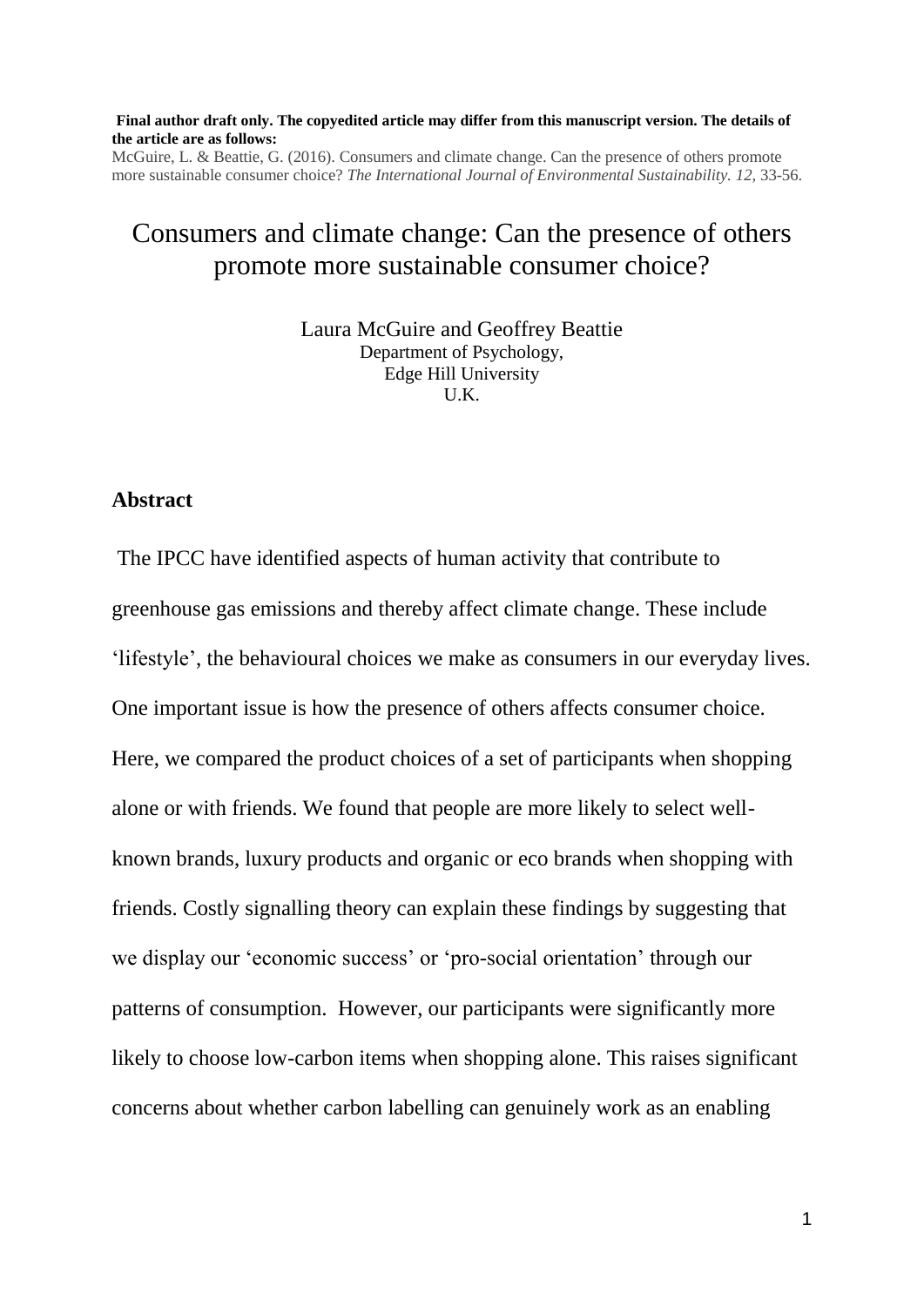**Final author draft only. The copyedited article may differ from this manuscript version. The details of the article are as follows:**

McGuire, L. & Beattie, G. (2016). Consumers and climate change. Can the presence of others promote more sustainable consumer choice? *The International Journal of Environmental Sustainability. 12*, 33-56.

# Consumers and climate change: Can the presence of others promote more sustainable consumer choice?

Laura McGuire and Geoffrey Beattie
Department of Psychology,
Edge Hill University
U.K.

## Abstract

The IPCC have identified aspects of human activity that contribute to greenhouse gas emissions and thereby affect climate change. These include 'lifestyle', the behavioural choices we make as consumers in our everyday lives. One important issue is how the presence of others affects consumer choice. Here, we compared the product choices of a set of participants when shopping alone or with friends. We found that people are more likely to select well-known brands, luxury products and organic or eco brands when shopping with friends. Costly signalling theory can explain these findings by suggesting that we display our 'economic success' or 'pro-social orientation' through our patterns of consumption. However, our participants were significantly more likely to choose low-carbon items when shopping alone. This raises significant concerns about whether carbon labelling can genuinely work as an enabling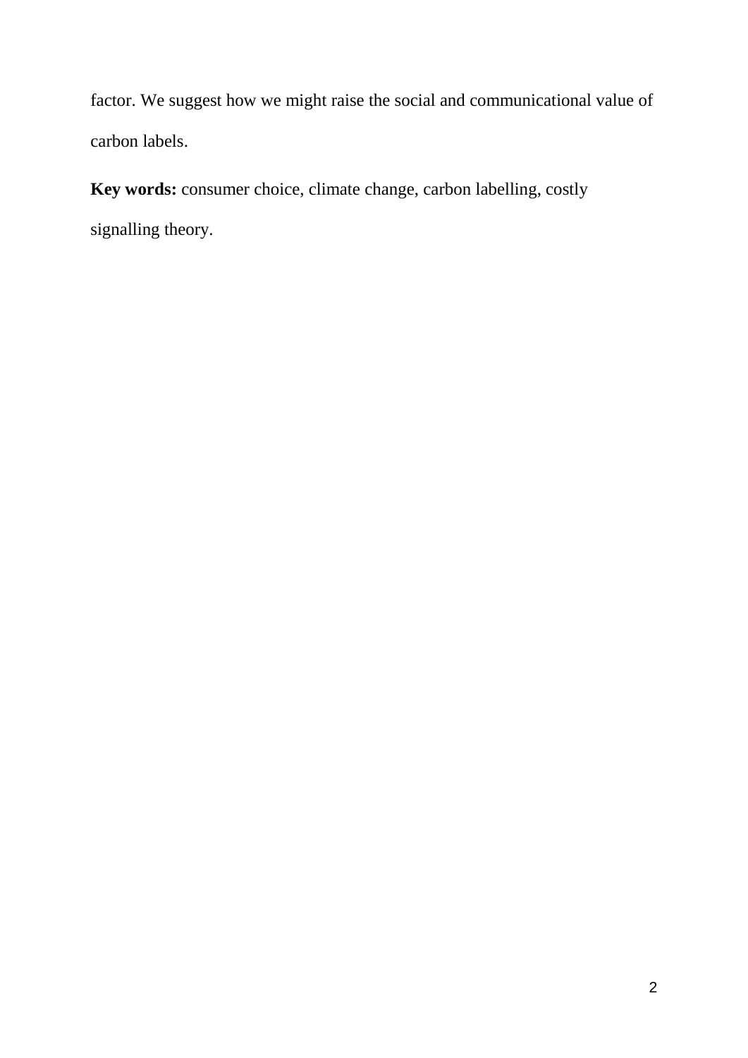factor. We suggest how we might raise the social and communicational value of carbon labels.

**Key words:** consumer choice, climate change, carbon labelling, costly signalling theory.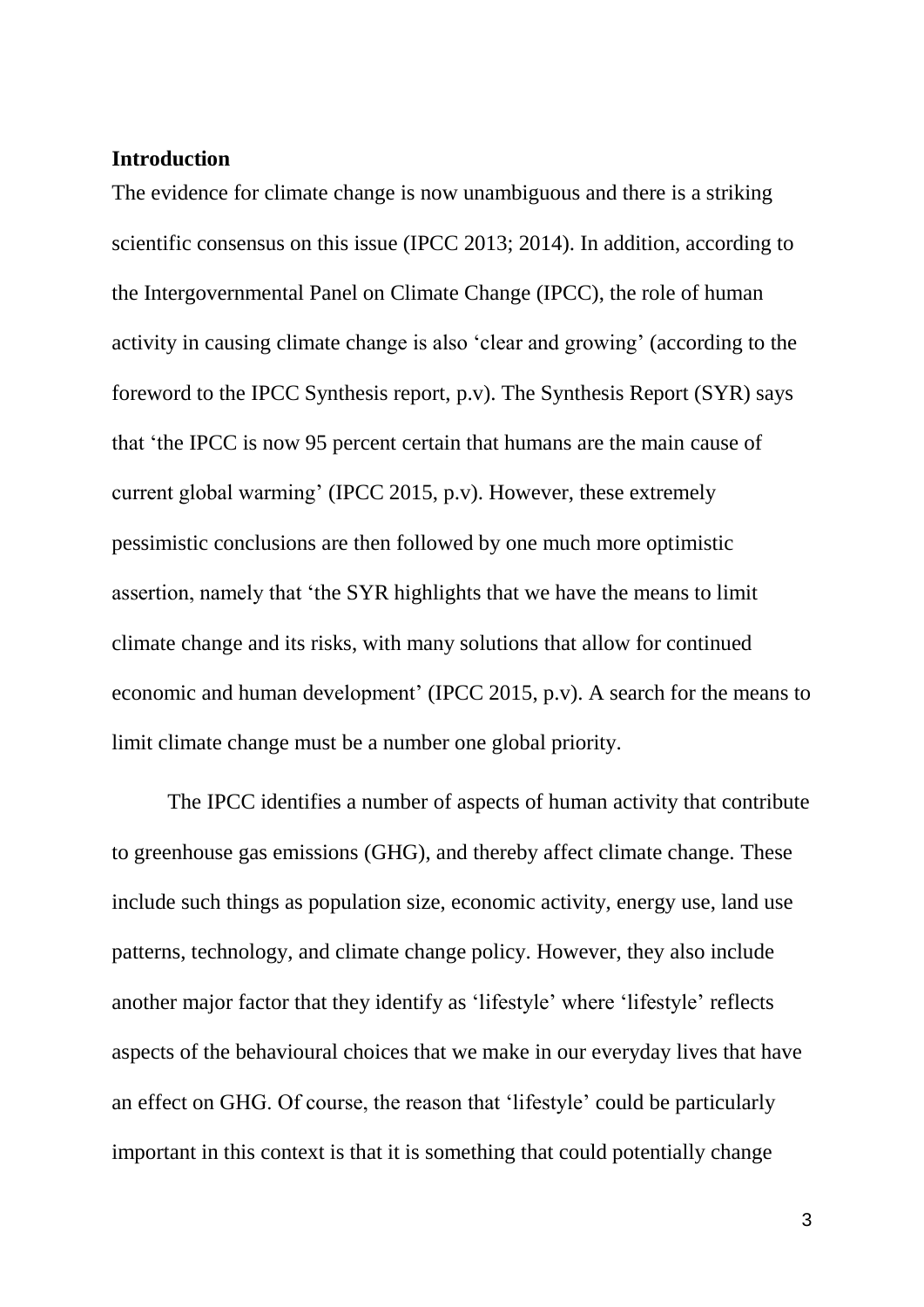## Introduction

The evidence for climate change is now unambiguous and there is a striking scientific consensus on this issue (IPCC 2013; 2014). In addition, according to the Intergovernmental Panel on Climate Change (IPCC), the role of human activity in causing climate change is also 'clear and growing' (according to the foreword to the IPCC Synthesis report, p.v). The Synthesis Report (SYR) says that 'the IPCC is now 95 percent certain that humans are the main cause of current global warming' (IPCC 2015, p.v). However, these extremely pessimistic conclusions are then followed by one much more optimistic assertion, namely that 'the SYR highlights that we have the means to limit climate change and its risks, with many solutions that allow for continued economic and human development' (IPCC 2015, p.v). A search for the means to limit climate change must be a number one global priority.

The IPCC identifies a number of aspects of human activity that contribute to greenhouse gas emissions (GHG), and thereby affect climate change. These include such things as population size, economic activity, energy use, land use patterns, technology, and climate change policy. However, they also include another major factor that they identify as 'lifestyle' where 'lifestyle' reflects aspects of the behavioural choices that we make in our everyday lives that have an effect on GHG. Of course, the reason that 'lifestyle' could be particularly important in this context is that it is something that could potentially change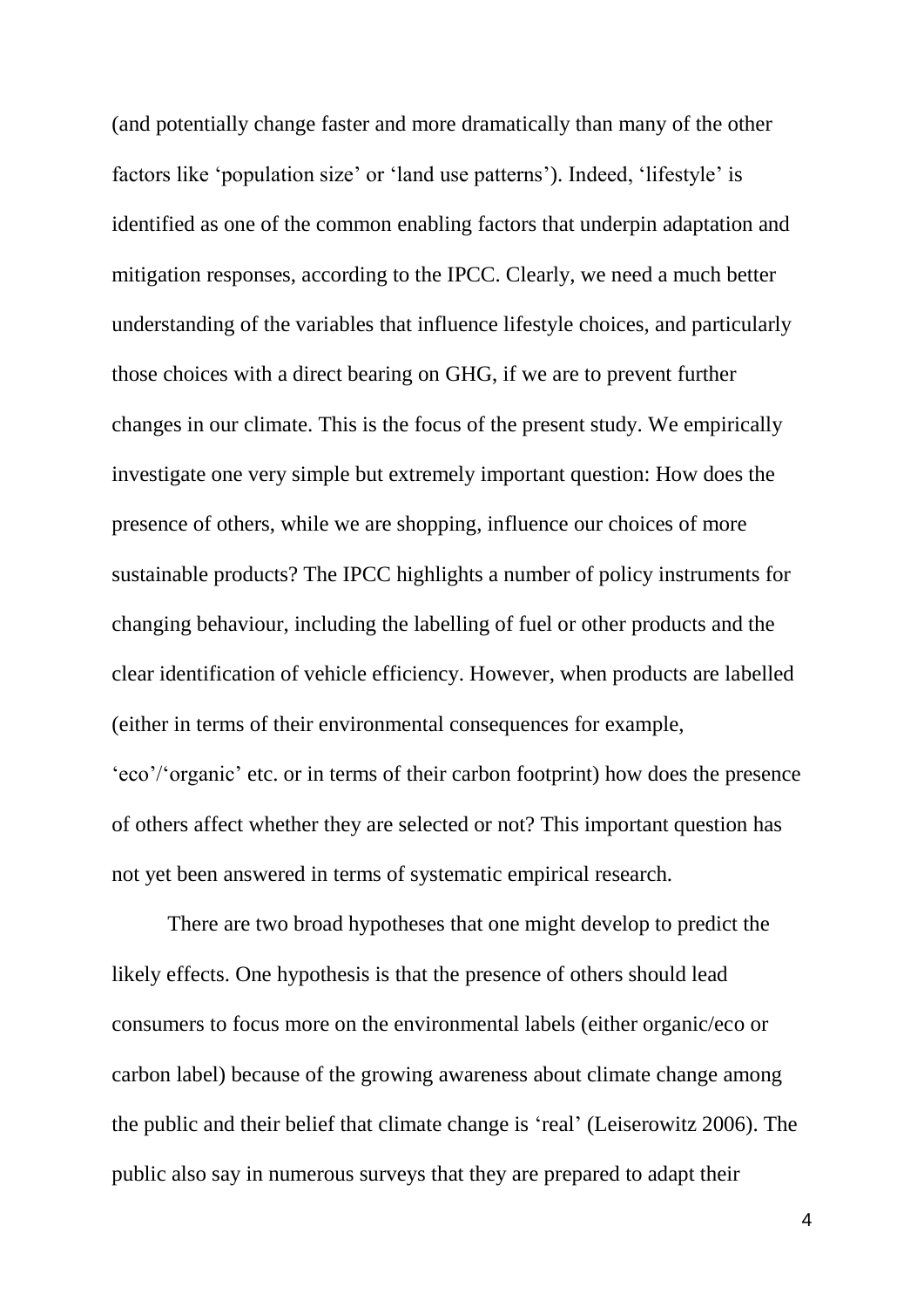(and potentially change faster and more dramatically than many of the other factors like 'population size' or 'land use patterns'). Indeed, 'lifestyle' is identified as one of the common enabling factors that underpin adaptation and mitigation responses, according to the IPCC. Clearly, we need a much better understanding of the variables that influence lifestyle choices, and particularly those choices with a direct bearing on GHG, if we are to prevent further changes in our climate. This is the focus of the present study. We empirically investigate one very simple but extremely important question: How does the presence of others, while we are shopping, influence our choices of more sustainable products? The IPCC highlights a number of policy instruments for changing behaviour, including the labelling of fuel or other products and the clear identification of vehicle efficiency. However, when products are labelled (either in terms of their environmental consequences for example, 'eco'/'organic' etc. or in terms of their carbon footprint) how does the presence of others affect whether they are selected or not? This important question has not yet been answered in terms of systematic empirical research.

There are two broad hypotheses that one might develop to predict the likely effects. One hypothesis is that the presence of others should lead consumers to focus more on the environmental labels (either organic/eco or carbon label) because of the growing awareness about climate change among the public and their belief that climate change is 'real' (Leiserowitz 2006). The public also say in numerous surveys that they are prepared to adapt their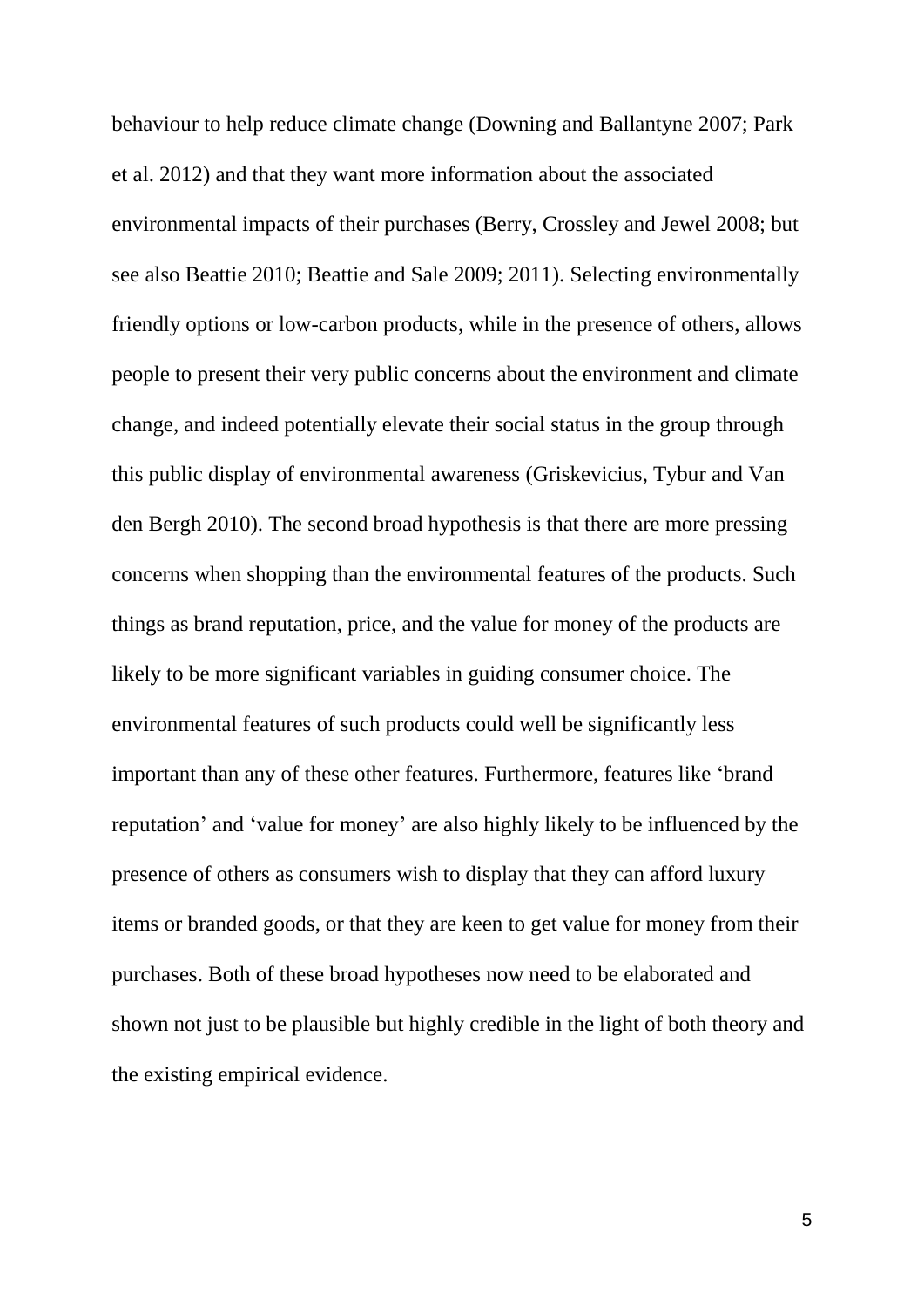behaviour to help reduce climate change (Downing and Ballantyne 2007; Park et al. 2012) and that they want more information about the associated environmental impacts of their purchases (Berry, Crossley and Jewel 2008; but see also Beattie 2010; Beattie and Sale 2009; 2011). Selecting environmentally friendly options or low-carbon products, while in the presence of others, allows people to present their very public concerns about the environment and climate change, and indeed potentially elevate their social status in the group through this public display of environmental awareness (Griskevicius, Tybur and Van den Bergh 2010). The second broad hypothesis is that there are more pressing concerns when shopping than the environmental features of the products. Such things as brand reputation, price, and the value for money of the products are likely to be more significant variables in guiding consumer choice. The environmental features of such products could well be significantly less important than any of these other features. Furthermore, features like 'brand reputation' and 'value for money' are also highly likely to be influenced by the presence of others as consumers wish to display that they can afford luxury items or branded goods, or that they are keen to get value for money from their purchases. Both of these broad hypotheses now need to be elaborated and shown not just to be plausible but highly credible in the light of both theory and the existing empirical evidence.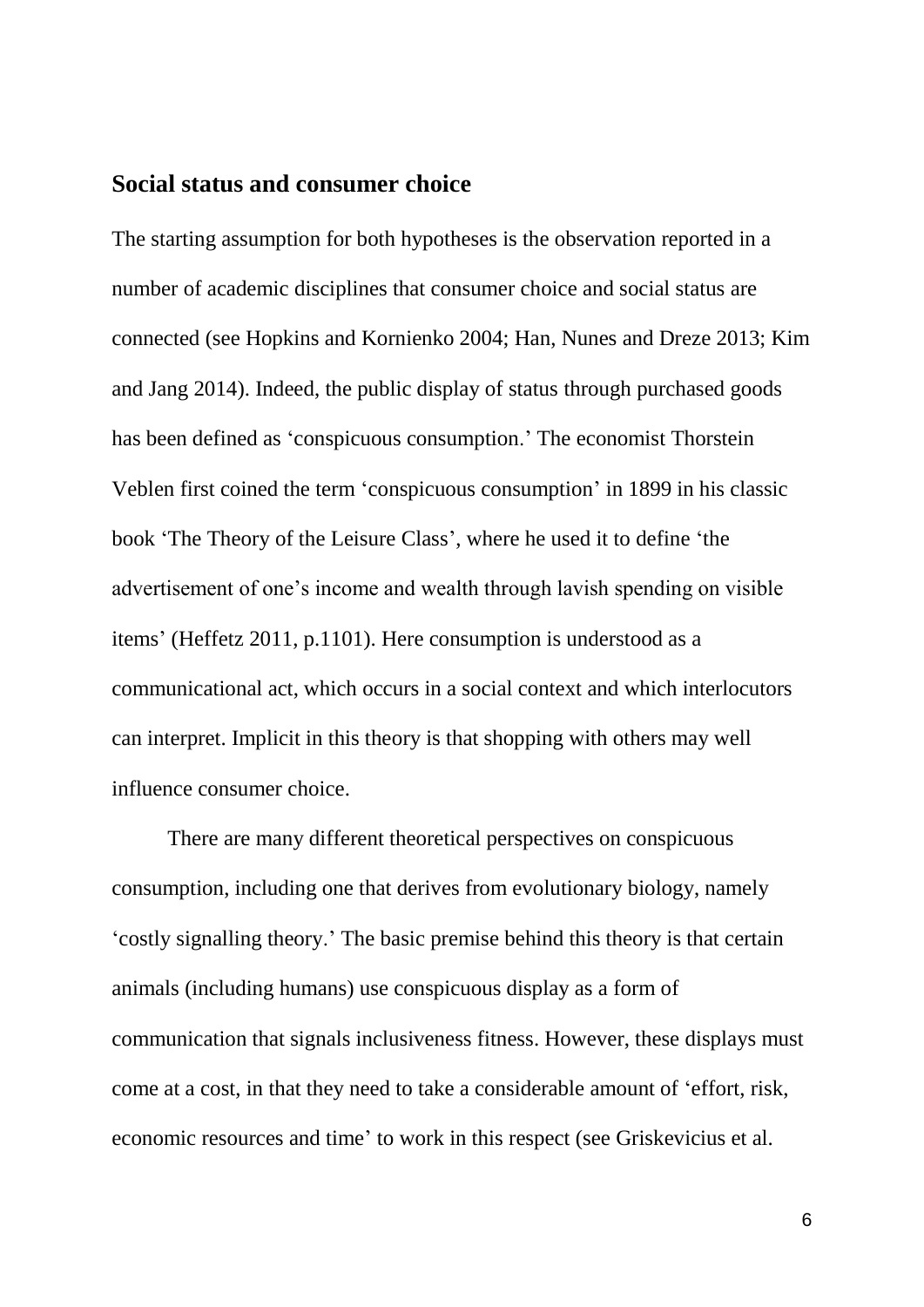## Social status and consumer choice

The starting assumption for both hypotheses is the observation reported in a number of academic disciplines that consumer choice and social status are connected (see Hopkins and Kornienko 2004; Han, Nunes and Dreze 2013; Kim and Jang 2014). Indeed, the public display of status through purchased goods has been defined as 'conspicuous consumption.' The economist Thorstein Veblen first coined the term 'conspicuous consumption' in 1899 in his classic book 'The Theory of the Leisure Class', where he used it to define 'the advertisement of one's income and wealth through lavish spending on visible items' (Heffetz 2011, p.1101). Here consumption is understood as a communicational act, which occurs in a social context and which interlocutors can interpret. Implicit in this theory is that shopping with others may well influence consumer choice.

There are many different theoretical perspectives on conspicuous consumption, including one that derives from evolutionary biology, namely 'costly signalling theory.' The basic premise behind this theory is that certain animals (including humans) use conspicuous display as a form of communication that signals inclusiveness fitness. However, these displays must come at a cost, in that they need to take a considerable amount of 'effort, risk, economic resources and time' to work in this respect (see Griskevicius et al.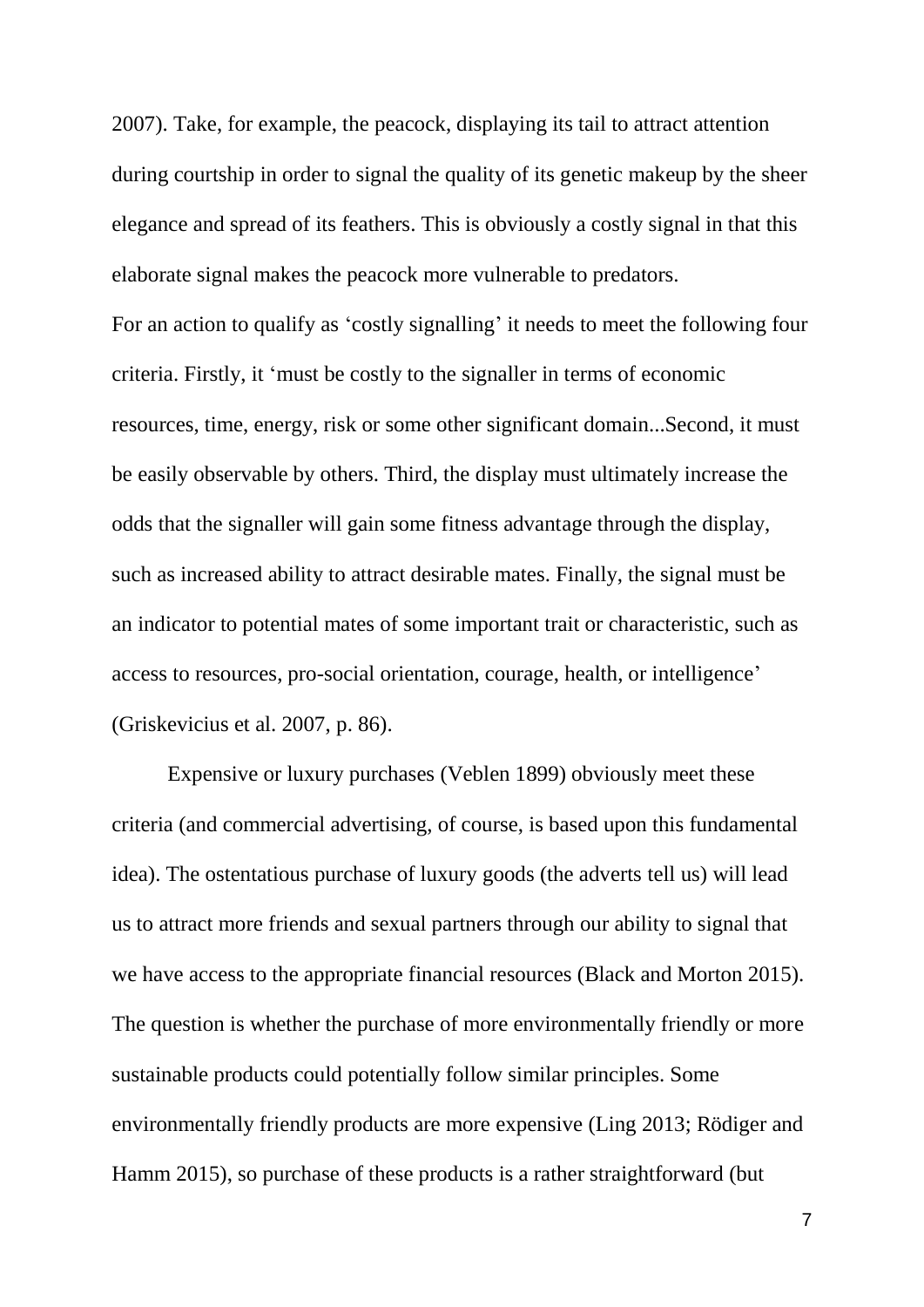2007). Take, for example, the peacock, displaying its tail to attract attention during courtship in order to signal the quality of its genetic makeup by the sheer elegance and spread of its feathers. This is obviously a costly signal in that this elaborate signal makes the peacock more vulnerable to predators.

For an action to qualify as 'costly signalling' it needs to meet the following four criteria. Firstly, it 'must be costly to the signaller in terms of economic resources, time, energy, risk or some other significant domain...Second, it must be easily observable by others. Third, the display must ultimately increase the odds that the signaller will gain some fitness advantage through the display, such as increased ability to attract desirable mates. Finally, the signal must be an indicator to potential mates of some important trait or characteristic, such as access to resources, pro-social orientation, courage, health, or intelligence' (Griskevicius et al. 2007, p. 86).

Expensive or luxury purchases (Veblen 1899) obviously meet these criteria (and commercial advertising, of course, is based upon this fundamental idea). The ostentatious purchase of luxury goods (the adverts tell us) will lead us to attract more friends and sexual partners through our ability to signal that we have access to the appropriate financial resources (Black and Morton 2015). The question is whether the purchase of more environmentally friendly or more sustainable products could potentially follow similar principles. Some environmentally friendly products are more expensive (Ling 2013; Rödiger and Hamm 2015), so purchase of these products is a rather straightforward (but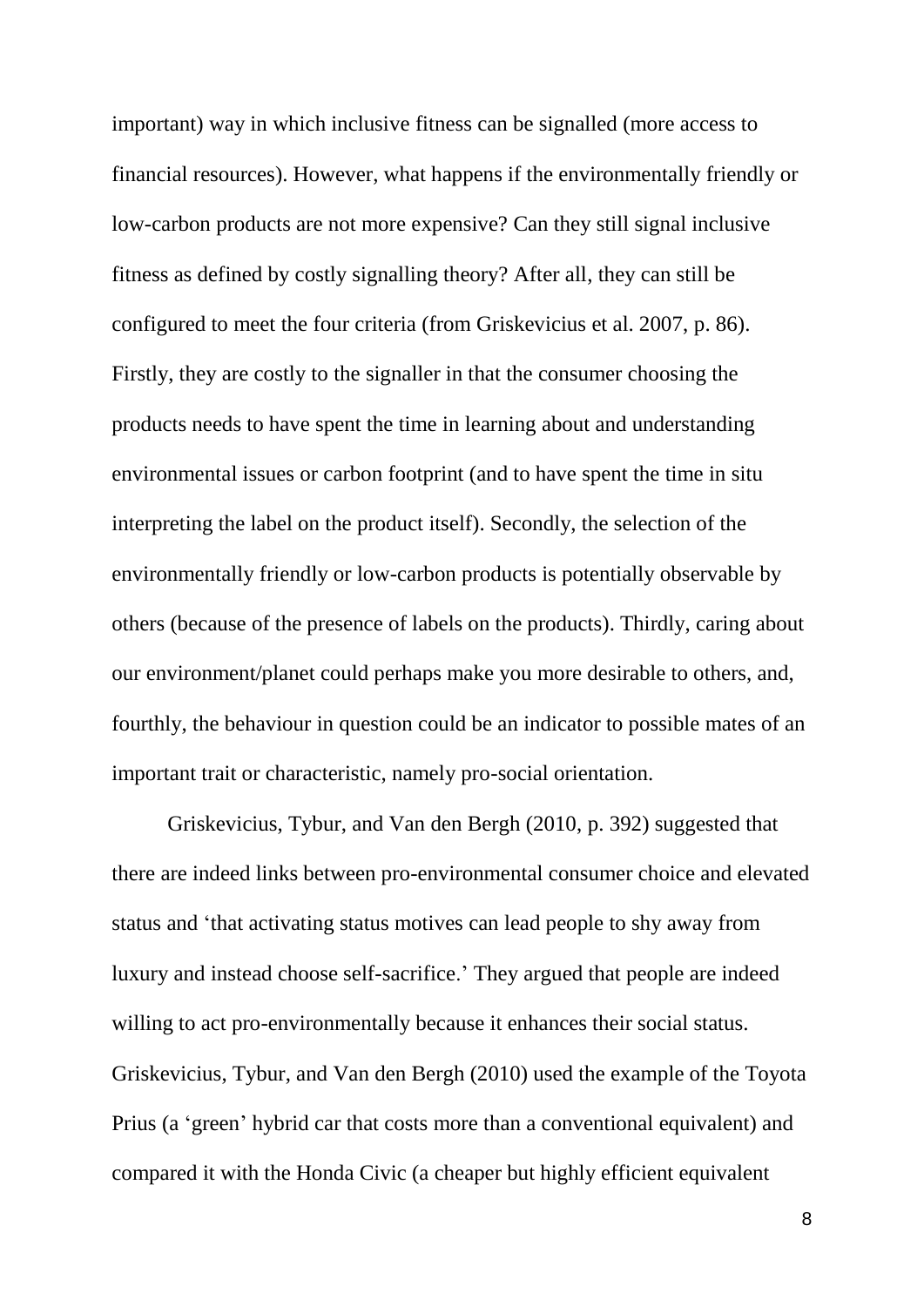important) way in which inclusive fitness can be signalled (more access to financial resources). However, what happens if the environmentally friendly or low-carbon products are not more expensive? Can they still signal inclusive fitness as defined by costly signalling theory? After all, they can still be configured to meet the four criteria (from Griskevicius et al. 2007, p. 86). Firstly, they are costly to the signaller in that the consumer choosing the products needs to have spent the time in learning about and understanding environmental issues or carbon footprint (and to have spent the time in situ interpreting the label on the product itself). Secondly, the selection of the environmentally friendly or low-carbon products is potentially observable by others (because of the presence of labels on the products). Thirdly, caring about our environment/planet could perhaps make you more desirable to others, and, fourthly, the behaviour in question could be an indicator to possible mates of an important trait or characteristic, namely pro-social orientation.

Griskevicius, Tybur, and Van den Bergh (2010, p. 392) suggested that there are indeed links between pro-environmental consumer choice and elevated status and 'that activating status motives can lead people to shy away from luxury and instead choose self-sacrifice.' They argued that people are indeed willing to act pro-environmentally because it enhances their social status. Griskevicius, Tybur, and Van den Bergh (2010) used the example of the Toyota Prius (a 'green' hybrid car that costs more than a conventional equivalent) and compared it with the Honda Civic (a cheaper but highly efficient equivalent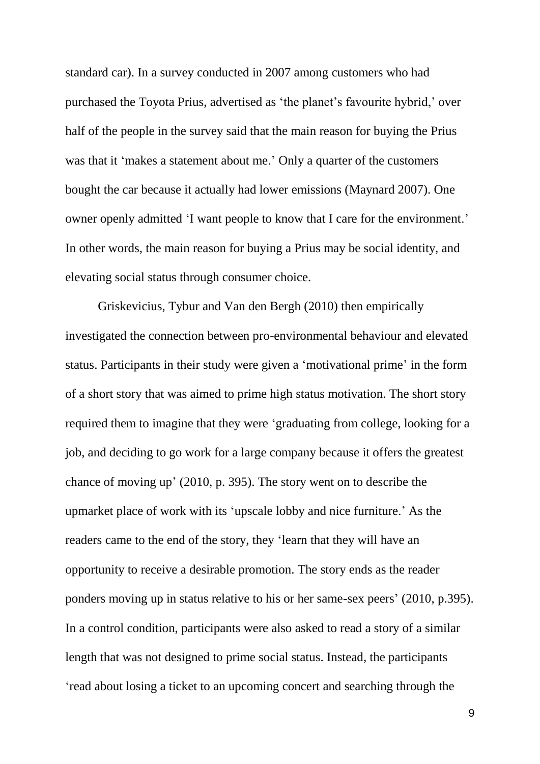standard car). In a survey conducted in 2007 among customers who had purchased the Toyota Prius, advertised as 'the planet's favourite hybrid,' over half of the people in the survey said that the main reason for buying the Prius was that it 'makes a statement about me.' Only a quarter of the customers bought the car because it actually had lower emissions (Maynard 2007). One owner openly admitted 'I want people to know that I care for the environment.' In other words, the main reason for buying a Prius may be social identity, and elevating social status through consumer choice.

Griskevicius, Tybur and Van den Bergh (2010) then empirically investigated the connection between pro-environmental behaviour and elevated status. Participants in their study were given a 'motivational prime' in the form of a short story that was aimed to prime high status motivation. The short story required them to imagine that they were 'graduating from college, looking for a job, and deciding to go work for a large company because it offers the greatest chance of moving up' (2010, p. 395). The story went on to describe the upmarket place of work with its 'upscale lobby and nice furniture.' As the readers came to the end of the story, they 'learn that they will have an opportunity to receive a desirable promotion. The story ends as the reader ponders moving up in status relative to his or her same-sex peers' (2010, p.395). In a control condition, participants were also asked to read a story of a similar length that was not designed to prime social status. Instead, the participants 'read about losing a ticket to an upcoming concert and searching through the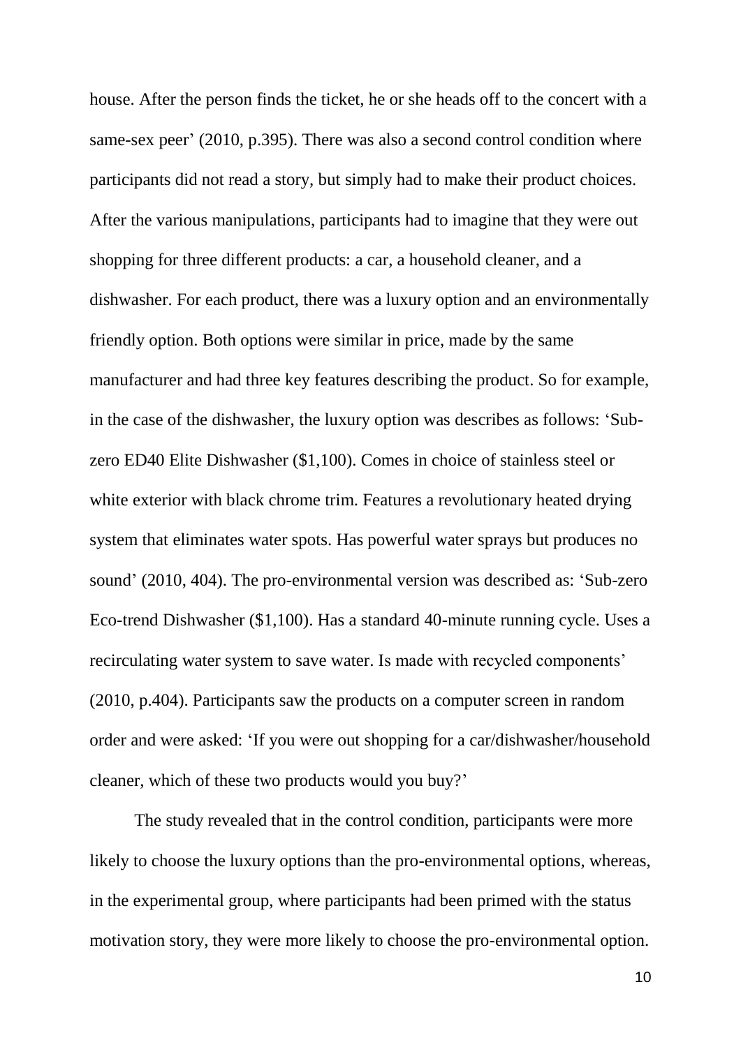house. After the person finds the ticket, he or she heads off to the concert with a same-sex peer' (2010, p.395). There was also a second control condition where participants did not read a story, but simply had to make their product choices. After the various manipulations, participants had to imagine that they were out shopping for three different products: a car, a household cleaner, and a dishwasher. For each product, there was a luxury option and an environmentally friendly option. Both options were similar in price, made by the same manufacturer and had three key features describing the product. So for example, in the case of the dishwasher, the luxury option was describes as follows: 'Sub-zero ED40 Elite Dishwasher ($1,100). Comes in choice of stainless steel or white exterior with black chrome trim. Features a revolutionary heated drying system that eliminates water spots. Has powerful water sprays but produces no sound' (2010, 404). The pro-environmental version was described as: 'Sub-zero Eco-trend Dishwasher ($1,100). Has a standard 40-minute running cycle. Uses a recirculating water system to save water. Is made with recycled components' (2010, p.404). Participants saw the products on a computer screen in random order and were asked: 'If you were out shopping for a car/dishwasher/household cleaner, which of these two products would you buy?'

The study revealed that in the control condition, participants were more likely to choose the luxury options than the pro-environmental options, whereas, in the experimental group, where participants had been primed with the status motivation story, they were more likely to choose the pro-environmental option.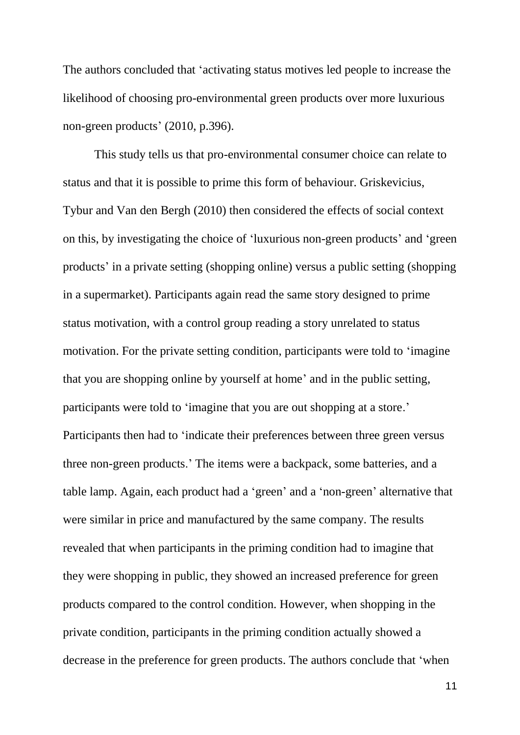The authors concluded that 'activating status motives led people to increase the likelihood of choosing pro-environmental green products over more luxurious non-green products' (2010, p.396).

This study tells us that pro-environmental consumer choice can relate to status and that it is possible to prime this form of behaviour. Griskevicius, Tybur and Van den Bergh (2010) then considered the effects of social context on this, by investigating the choice of 'luxurious non-green products' and 'green products' in a private setting (shopping online) versus a public setting (shopping in a supermarket). Participants again read the same story designed to prime status motivation, with a control group reading a story unrelated to status motivation. For the private setting condition, participants were told to 'imagine that you are shopping online by yourself at home' and in the public setting, participants were told to 'imagine that you are out shopping at a store.' Participants then had to 'indicate their preferences between three green versus three non-green products.' The items were a backpack, some batteries, and a table lamp. Again, each product had a 'green' and a 'non-green' alternative that were similar in price and manufactured by the same company. The results revealed that when participants in the priming condition had to imagine that they were shopping in public, they showed an increased preference for green products compared to the control condition. However, when shopping in the private condition, participants in the priming condition actually showed a decrease in the preference for green products. The authors conclude that 'when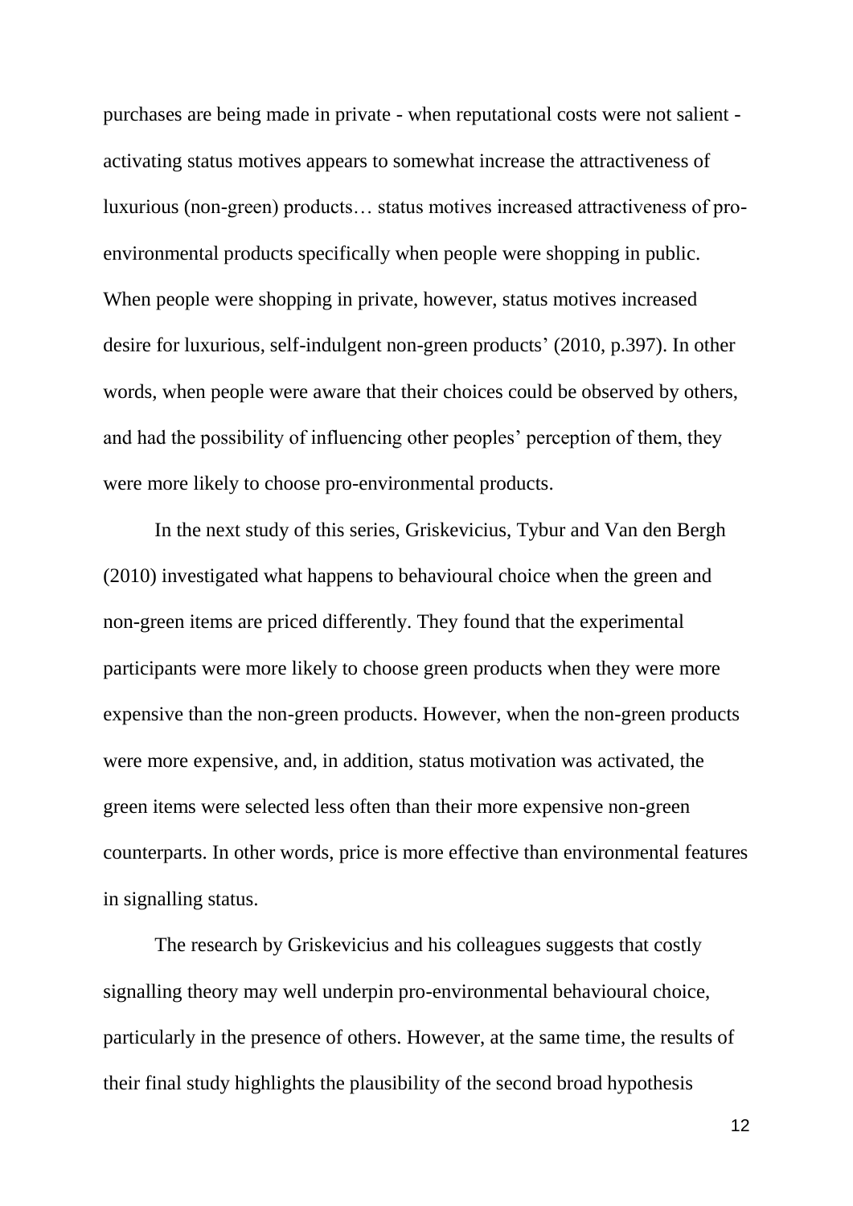purchases are being made in private - when reputational costs were not salient - activating status motives appears to somewhat increase the attractiveness of luxurious (non-green) products… status motives increased attractiveness of pro-environmental products specifically when people were shopping in public. When people were shopping in private, however, status motives increased desire for luxurious, self-indulgent non-green products' (2010, p.397). In other words, when people were aware that their choices could be observed by others, and had the possibility of influencing other peoples' perception of them, they were more likely to choose pro-environmental products.

In the next study of this series, Griskevicius, Tybur and Van den Bergh (2010) investigated what happens to behavioural choice when the green and non-green items are priced differently. They found that the experimental participants were more likely to choose green products when they were more expensive than the non-green products. However, when the non-green products were more expensive, and, in addition, status motivation was activated, the green items were selected less often than their more expensive non-green counterparts. In other words, price is more effective than environmental features in signalling status.

The research by Griskevicius and his colleagues suggests that costly signalling theory may well underpin pro-environmental behavioural choice, particularly in the presence of others. However, at the same time, the results of their final study highlights the plausibility of the second broad hypothesis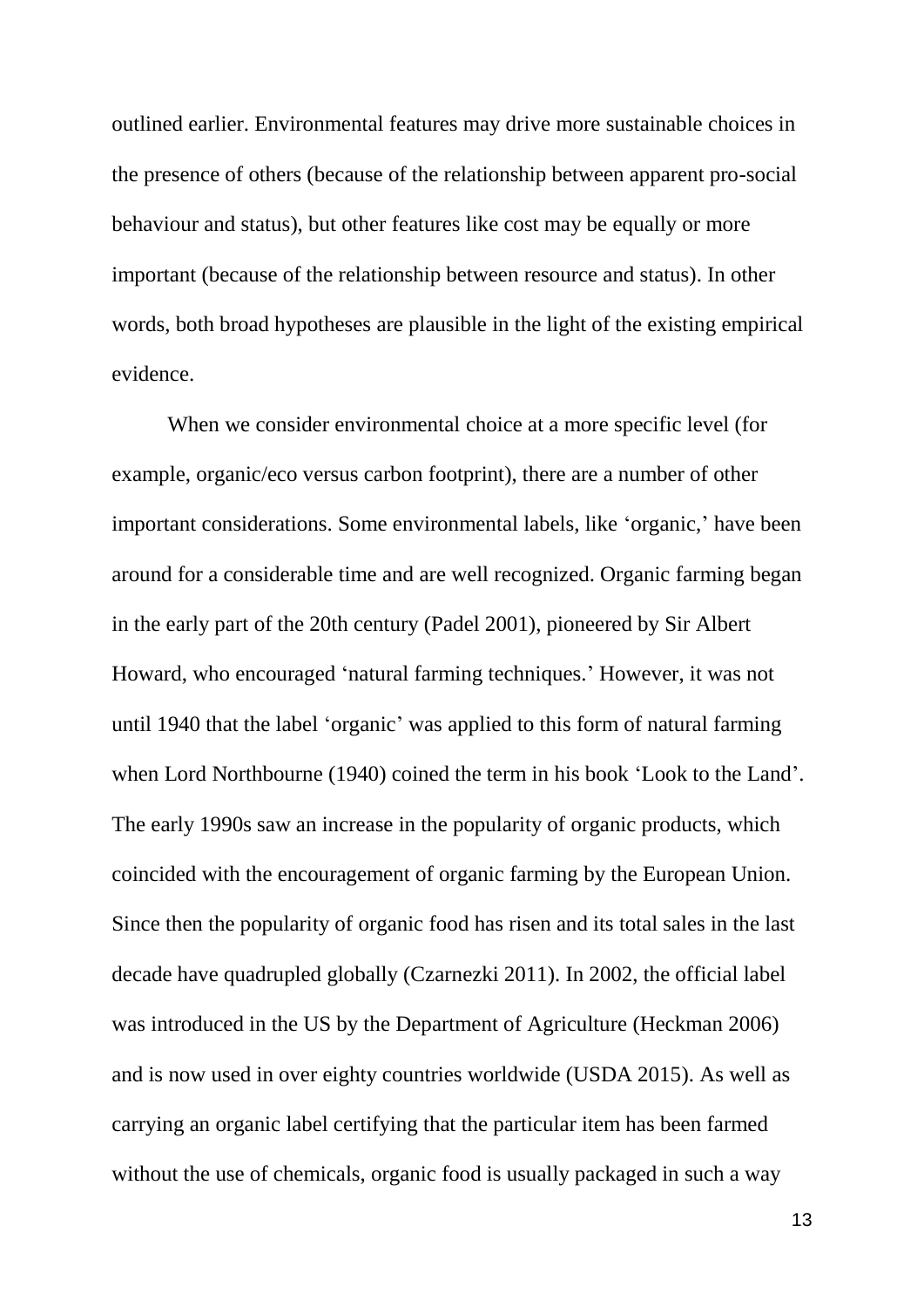outlined earlier. Environmental features may drive more sustainable choices in the presence of others (because of the relationship between apparent pro-social behaviour and status), but other features like cost may be equally or more important (because of the relationship between resource and status). In other words, both broad hypotheses are plausible in the light of the existing empirical evidence.

When we consider environmental choice at a more specific level (for example, organic/eco versus carbon footprint), there are a number of other important considerations. Some environmental labels, like 'organic,' have been around for a considerable time and are well recognized. Organic farming began in the early part of the 20th century (Padel 2001), pioneered by Sir Albert Howard, who encouraged 'natural farming techniques.' However, it was not until 1940 that the label 'organic' was applied to this form of natural farming when Lord Northbourne (1940) coined the term in his book 'Look to the Land'. The early 1990s saw an increase in the popularity of organic products, which coincided with the encouragement of organic farming by the European Union. Since then the popularity of organic food has risen and its total sales in the last decade have quadrupled globally (Czarnezki 2011). In 2002, the official label was introduced in the US by the Department of Agriculture (Heckman 2006) and is now used in over eighty countries worldwide (USDA 2015). As well as carrying an organic label certifying that the particular item has been farmed without the use of chemicals, organic food is usually packaged in such a way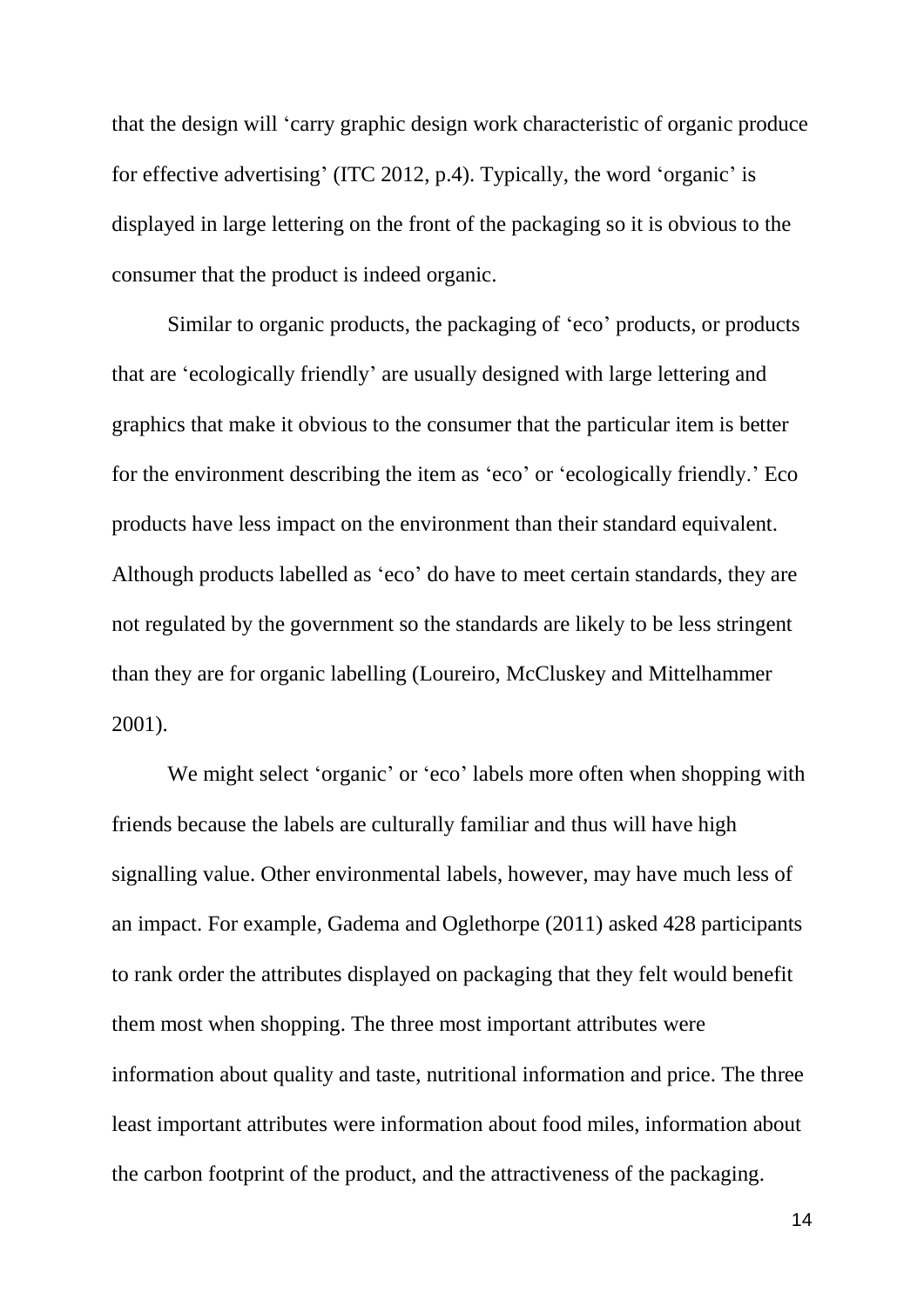that the design will 'carry graphic design work characteristic of organic produce for effective advertising' (ITC 2012, p.4). Typically, the word 'organic' is displayed in large lettering on the front of the packaging so it is obvious to the consumer that the product is indeed organic.

Similar to organic products, the packaging of 'eco' products, or products that are 'ecologically friendly' are usually designed with large lettering and graphics that make it obvious to the consumer that the particular item is better for the environment describing the item as 'eco' or 'ecologically friendly.' Eco products have less impact on the environment than their standard equivalent. Although products labelled as 'eco' do have to meet certain standards, they are not regulated by the government so the standards are likely to be less stringent than they are for organic labelling (Loureiro, McCluskey and Mittelhammer 2001).

We might select 'organic' or 'eco' labels more often when shopping with friends because the labels are culturally familiar and thus will have high signalling value. Other environmental labels, however, may have much less of an impact. For example, Gadema and Oglethorpe (2011) asked 428 participants to rank order the attributes displayed on packaging that they felt would benefit them most when shopping. The three most important attributes were information about quality and taste, nutritional information and price. The three least important attributes were information about food miles, information about the carbon footprint of the product, and the attractiveness of the packaging.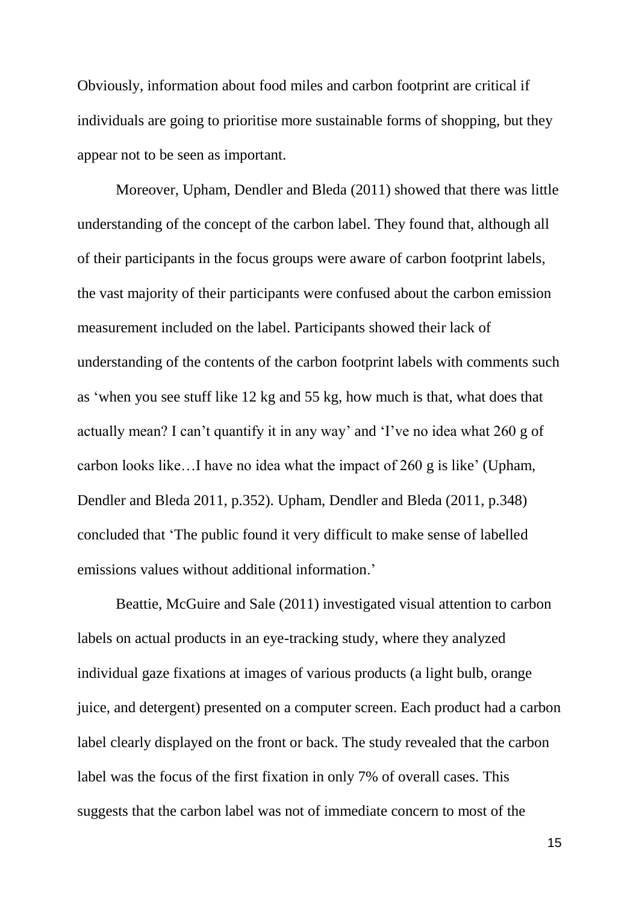Obviously, information about food miles and carbon footprint are critical if individuals are going to prioritise more sustainable forms of shopping, but they appear not to be seen as important.

Moreover, Upham, Dendler and Bleda (2011) showed that there was little understanding of the concept of the carbon label. They found that, although all of their participants in the focus groups were aware of carbon footprint labels, the vast majority of their participants were confused about the carbon emission measurement included on the label. Participants showed their lack of understanding of the contents of the carbon footprint labels with comments such as 'when you see stuff like 12 kg and 55 kg, how much is that, what does that actually mean? I can't quantify it in any way' and 'I've no idea what 260 g of carbon looks like…I have no idea what the impact of 260 g is like' (Upham, Dendler and Bleda 2011, p.352). Upham, Dendler and Bleda (2011, p.348) concluded that 'The public found it very difficult to make sense of labelled emissions values without additional information.'

Beattie, McGuire and Sale (2011) investigated visual attention to carbon labels on actual products in an eye-tracking study, where they analyzed individual gaze fixations at images of various products (a light bulb, orange juice, and detergent) presented on a computer screen. Each product had a carbon label clearly displayed on the front or back. The study revealed that the carbon label was the focus of the first fixation in only 7% of overall cases. This suggests that the carbon label was not of immediate concern to most of the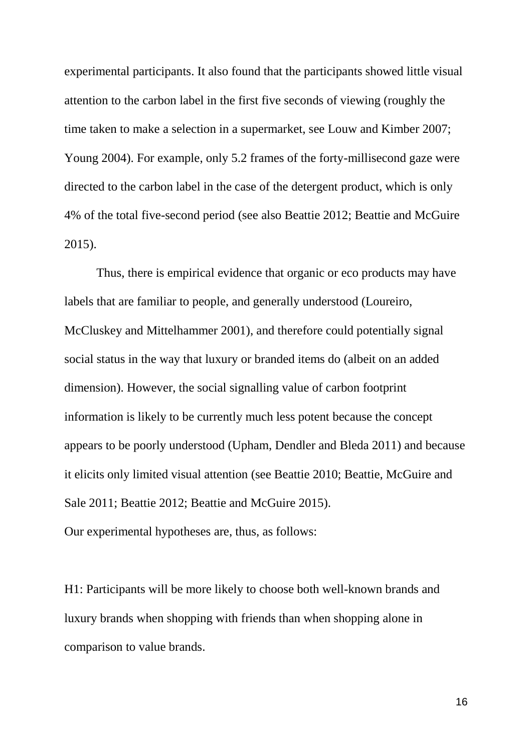experimental participants. It also found that the participants showed little visual attention to the carbon label in the first five seconds of viewing (roughly the time taken to make a selection in a supermarket, see Louw and Kimber 2007; Young 2004). For example, only 5.2 frames of the forty-millisecond gaze were directed to the carbon label in the case of the detergent product, which is only 4% of the total five-second period (see also Beattie 2012; Beattie and McGuire 2015).

Thus, there is empirical evidence that organic or eco products may have labels that are familiar to people, and generally understood (Loureiro, McCluskey and Mittelhammer 2001), and therefore could potentially signal social status in the way that luxury or branded items do (albeit on an added dimension). However, the social signalling value of carbon footprint information is likely to be currently much less potent because the concept appears to be poorly understood (Upham, Dendler and Bleda 2011) and because it elicits only limited visual attention (see Beattie 2010; Beattie, McGuire and Sale 2011; Beattie 2012; Beattie and McGuire 2015).

Our experimental hypotheses are, thus, as follows:

H1: Participants will be more likely to choose both well-known brands and luxury brands when shopping with friends than when shopping alone in comparison to value brands.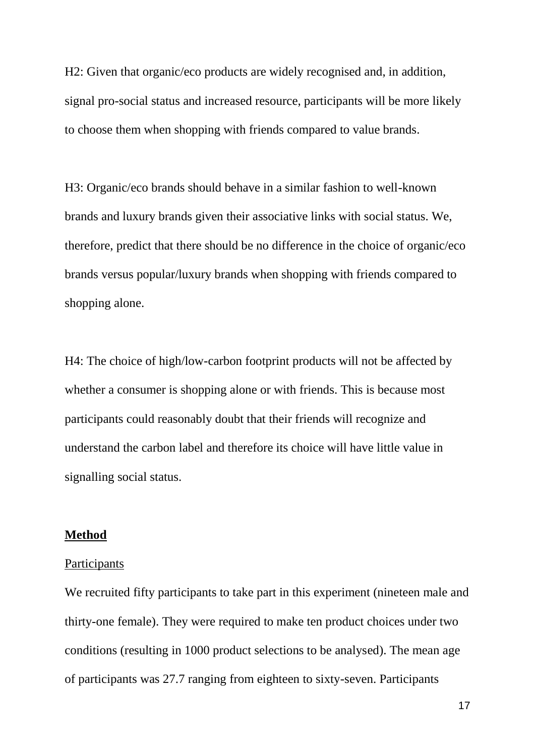H2: Given that organic/eco products are widely recognised and, in addition, signal pro-social status and increased resource, participants will be more likely to choose them when shopping with friends compared to value brands.

H3: Organic/eco brands should behave in a similar fashion to well-known brands and luxury brands given their associative links with social status. We, therefore, predict that there should be no difference in the choice of organic/eco brands versus popular/luxury brands when shopping with friends compared to shopping alone.

H4: The choice of high/low-carbon footprint products will not be affected by whether a consumer is shopping alone or with friends. This is because most participants could reasonably doubt that their friends will recognize and understand the carbon label and therefore its choice will have little value in signalling social status.

## **Method**

### Participants

We recruited fifty participants to take part in this experiment (nineteen male and thirty-one female). They were required to make ten product choices under two conditions (resulting in 1000 product selections to be analysed). The mean age of participants was 27.7 ranging from eighteen to sixty-seven. Participants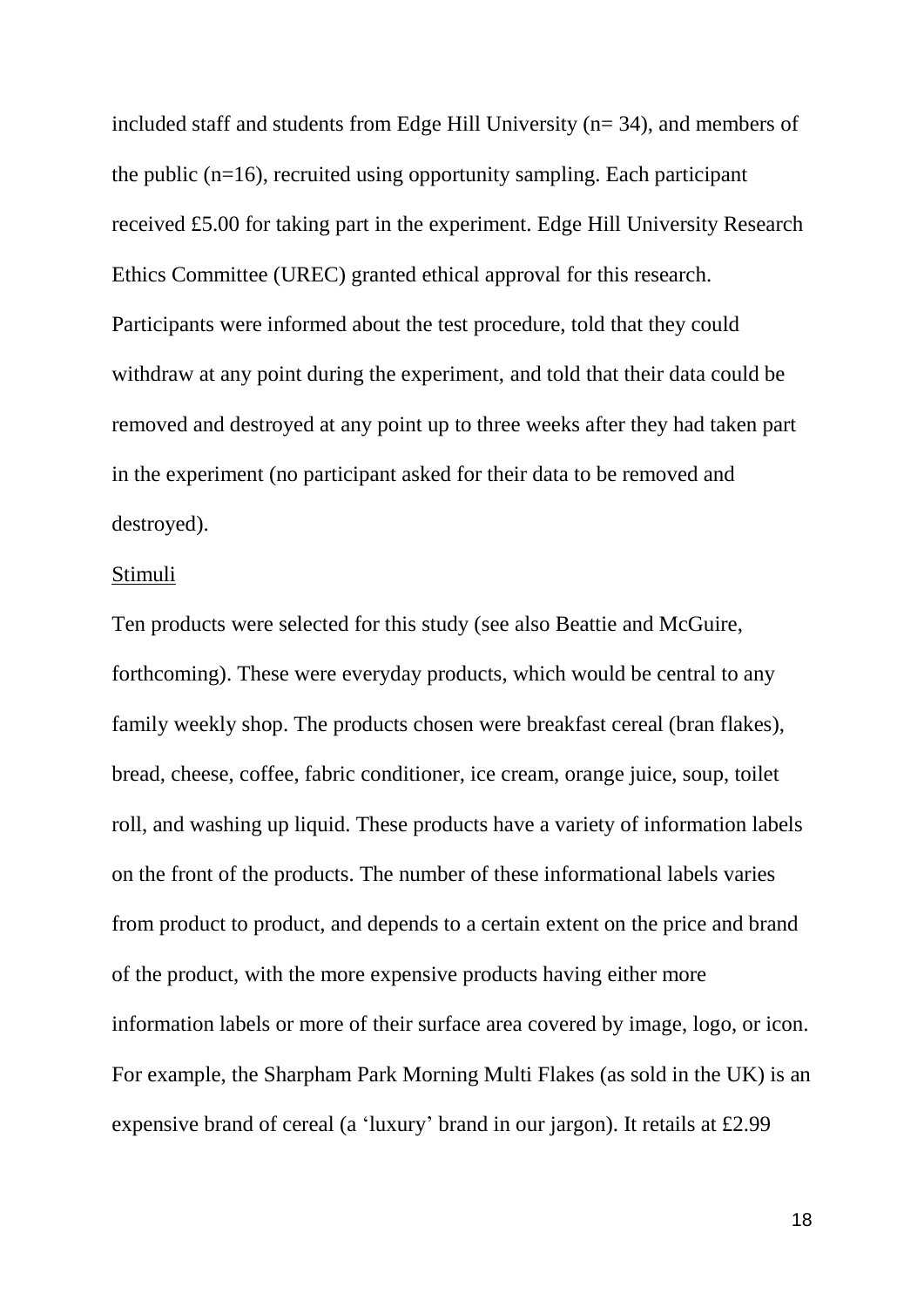included staff and students from Edge Hill University (n= 34), and members of the public (n=16), recruited using opportunity sampling. Each participant received £5.00 for taking part in the experiment. Edge Hill University Research Ethics Committee (UREC) granted ethical approval for this research. Participants were informed about the test procedure, told that they could withdraw at any point during the experiment, and told that their data could be removed and destroyed at any point up to three weeks after they had taken part in the experiment (no participant asked for their data to be removed and destroyed).

<u>Stimuli</u>

Ten products were selected for this study (see also Beattie and McGuire, forthcoming). These were everyday products, which would be central to any family weekly shop. The products chosen were breakfast cereal (bran flakes), bread, cheese, coffee, fabric conditioner, ice cream, orange juice, soup, toilet roll, and washing up liquid. These products have a variety of information labels on the front of the products. The number of these informational labels varies from product to product, and depends to a certain extent on the price and brand of the product, with the more expensive products having either more information labels or more of their surface area covered by image, logo, or icon. For example, the Sharpham Park Morning Multi Flakes (as sold in the UK) is an expensive brand of cereal (a 'luxury' brand in our jargon). It retails at £2.99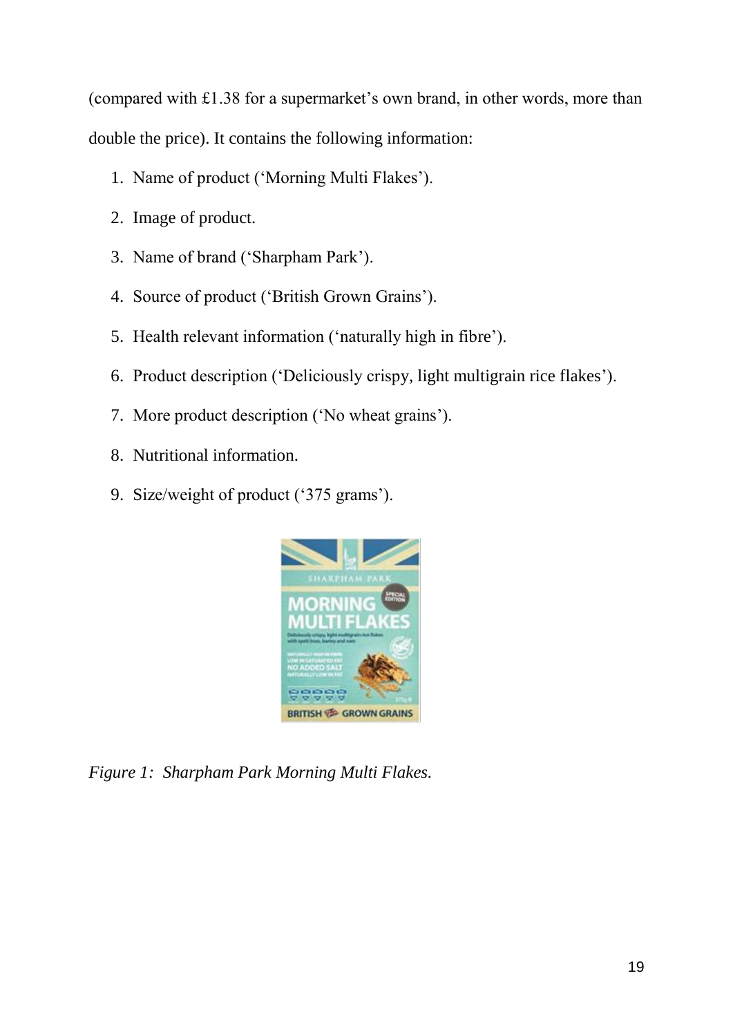(compared with £1.38 for a supermarket's own brand, in other words, more than double the price). It contains the following information:

1. Name of product ('Morning Multi Flakes').
2. Image of product.
3. Name of brand ('Sharpham Park').
4. Source of product ('British Grown Grains').
5. Health relevant information ('naturally high in fibre').
6. Product description ('Deliciously crispy, light multigrain rice flakes').
7. More product description ('No wheat grains').
8. Nutritional information.
9. Size/weight of product ('375 grams').

*Figure 1: Sharpham Park Morning Multi Flakes.*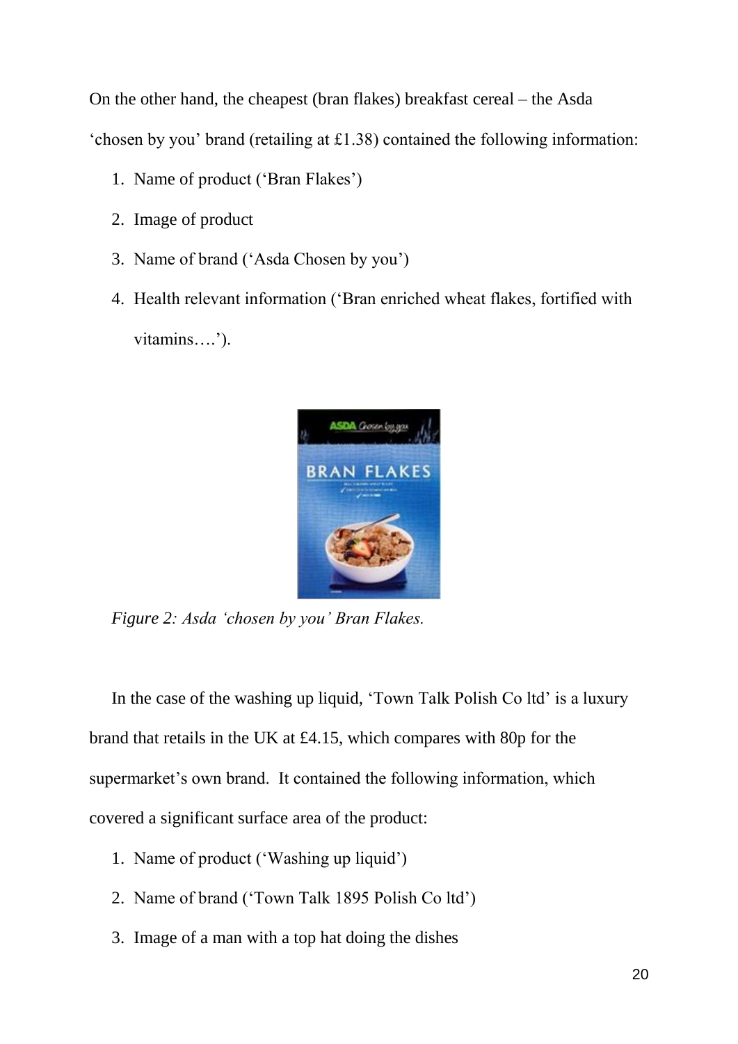On the other hand, the cheapest (bran flakes) breakfast cereal – the Asda 'chosen by you' brand (retailing at £1.38) contained the following information:

1. Name of product ('Bran Flakes')
2. Image of product
3. Name of brand ('Asda Chosen by you')
4. Health relevant information ('Bran enriched wheat flakes, fortified with vitamins….').

*Figure 2: Asda 'chosen by you' Bran Flakes.*

In the case of the washing up liquid, 'Town Talk Polish Co ltd' is a luxury brand that retails in the UK at £4.15, which compares with 80p for the supermarket's own brand. It contained the following information, which covered a significant surface area of the product:

1. Name of product ('Washing up liquid')
2. Name of brand ('Town Talk 1895 Polish Co ltd')
3. Image of a man with a top hat doing the dishes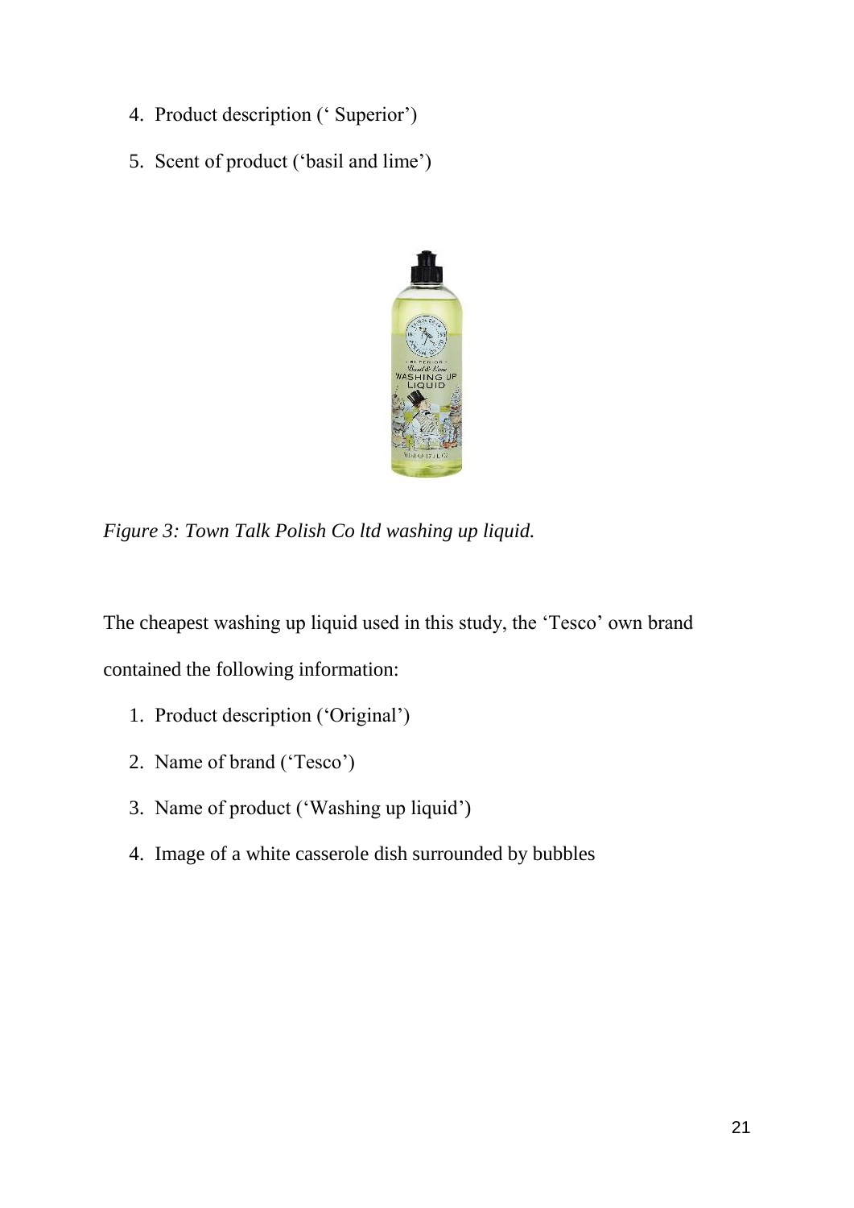4. Product description (‘ Superior’)
5. Scent of product (‘basil and lime’)

*Figure 3: Town Talk Polish Co ltd washing up liquid.*

The cheapest washing up liquid used in this study, the ‘Tesco’ own brand contained the following information:

1. Product description (‘Original’)
2. Name of brand (‘Tesco’)
3. Name of product (‘Washing up liquid’)
4. Image of a white casserole dish surrounded by bubbles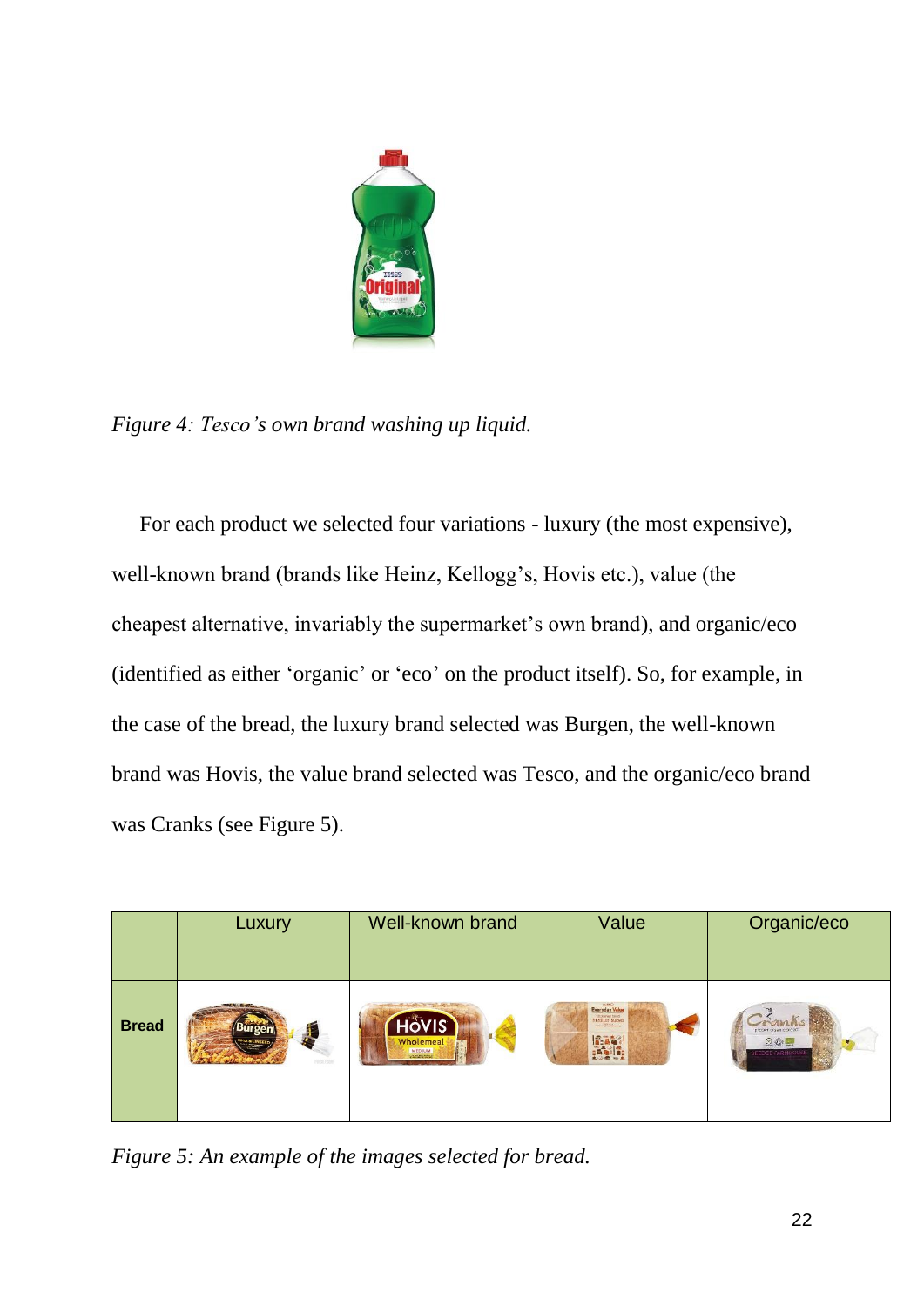*Figure 4: Tesco's own brand washing up liquid.*

For each product we selected four variations - luxury (the most expensive), well-known brand (brands like Heinz, Kellogg's, Hovis etc.), value (the cheapest alternative, invariably the supermarket's own brand), and organic/eco (identified as either 'organic' or 'eco' on the product itself). So, for example, in the case of the bread, the luxury brand selected was Burgen, the well-known brand was Hovis, the value brand selected was Tesco, and the organic/eco brand was Cranks (see Figure 5).

| | Luxury | Well-known brand | Value | Organic/eco |
|---|---|---|---|---|
| **Bread** | | | | |

*Figure 5: An example of the images selected for bread.*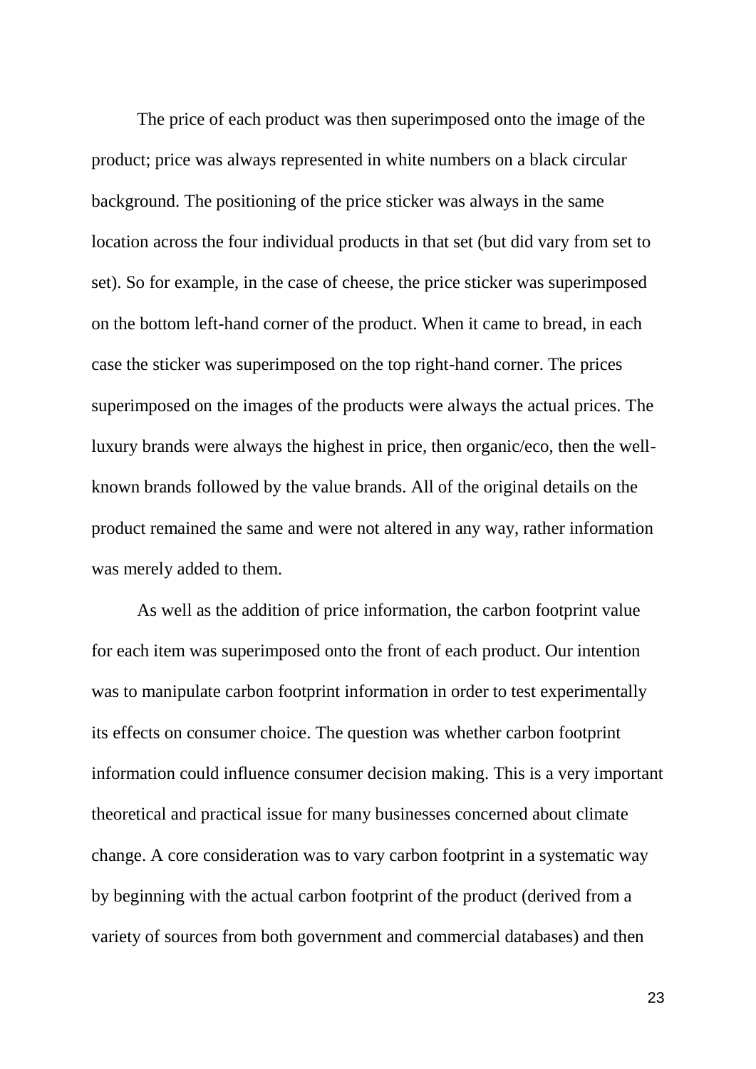The price of each product was then superimposed onto the image of the product; price was always represented in white numbers on a black circular background. The positioning of the price sticker was always in the same location across the four individual products in that set (but did vary from set to set). So for example, in the case of cheese, the price sticker was superimposed on the bottom left-hand corner of the product. When it came to bread, in each case the sticker was superimposed on the top right-hand corner. The prices superimposed on the images of the products were always the actual prices. The luxury brands were always the highest in price, then organic/eco, then the well-known brands followed by the value brands. All of the original details on the product remained the same and were not altered in any way, rather information was merely added to them.

As well as the addition of price information, the carbon footprint value for each item was superimposed onto the front of each product. Our intention was to manipulate carbon footprint information in order to test experimentally its effects on consumer choice. The question was whether carbon footprint information could influence consumer decision making. This is a very important theoretical and practical issue for many businesses concerned about climate change. A core consideration was to vary carbon footprint in a systematic way by beginning with the actual carbon footprint of the product (derived from a variety of sources from both government and commercial databases) and then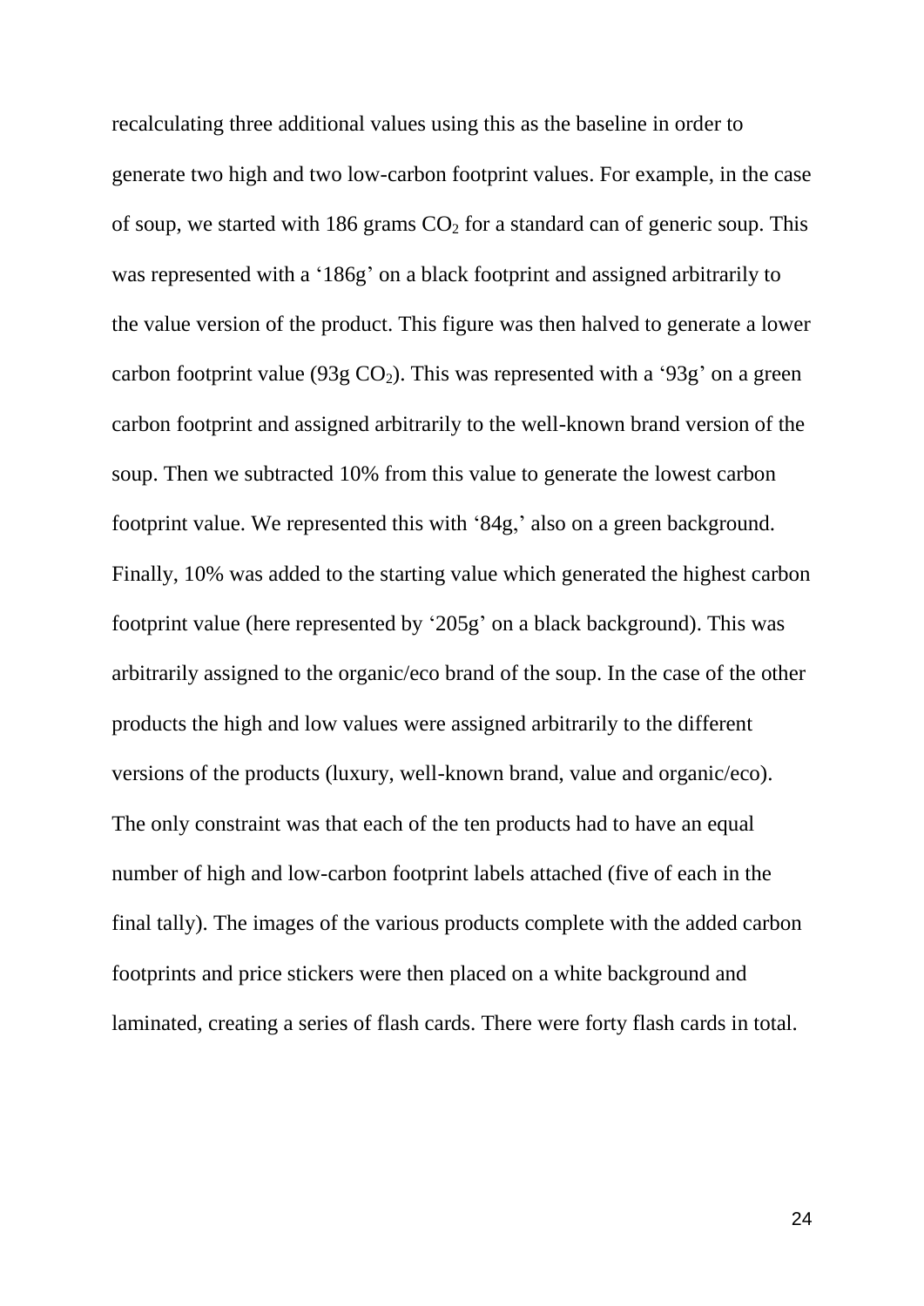recalculating three additional values using this as the baseline in order to generate two high and two low-carbon footprint values. For example, in the case of soup, we started with 186 grams $CO_2$ for a standard can of generic soup. This was represented with a '186g' on a black footprint and assigned arbitrarily to the value version of the product. This figure was then halved to generate a lower carbon footprint value (93g $CO_2$). This was represented with a '93g' on a green carbon footprint and assigned arbitrarily to the well-known brand version of the soup. Then we subtracted 10% from this value to generate the lowest carbon footprint value. We represented this with '84g,' also on a green background. Finally, 10% was added to the starting value which generated the highest carbon footprint value (here represented by '205g' on a black background). This was arbitrarily assigned to the organic/eco brand of the soup. In the case of the other products the high and low values were assigned arbitrarily to the different versions of the products (luxury, well-known brand, value and organic/eco). The only constraint was that each of the ten products had to have an equal number of high and low-carbon footprint labels attached (five of each in the final tally). The images of the various products complete with the added carbon footprints and price stickers were then placed on a white background and laminated, creating a series of flash cards. There were forty flash cards in total.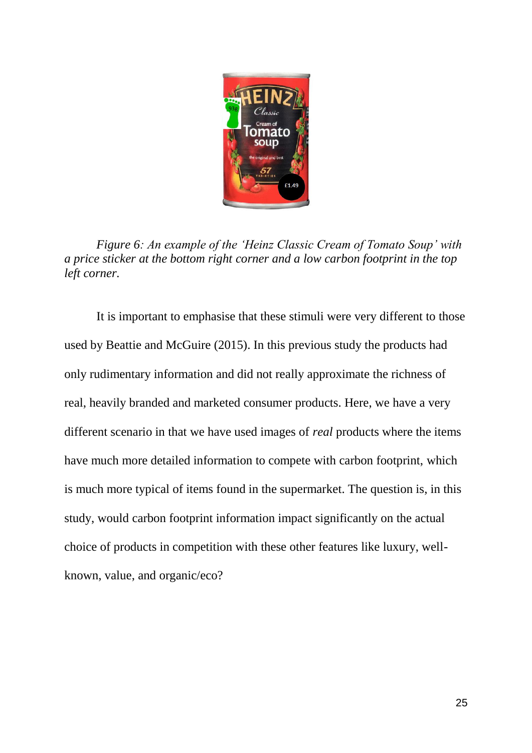*Figure 6: An example of the 'Heinz Classic Cream of Tomato Soup' with a price sticker at the bottom right corner and a low carbon footprint in the top left corner.*

It is important to emphasise that these stimuli were very different to those used by Beattie and McGuire (2015). In this previous study the products had only rudimentary information and did not really approximate the richness of real, heavily branded and marketed consumer products. Here, we have a very different scenario in that we have used images of *real* products where the items have much more detailed information to compete with carbon footprint, which is much more typical of items found in the supermarket. The question is, in this study, would carbon footprint information impact significantly on the actual choice of products in competition with these other features like luxury, well-known, value, and organic/eco?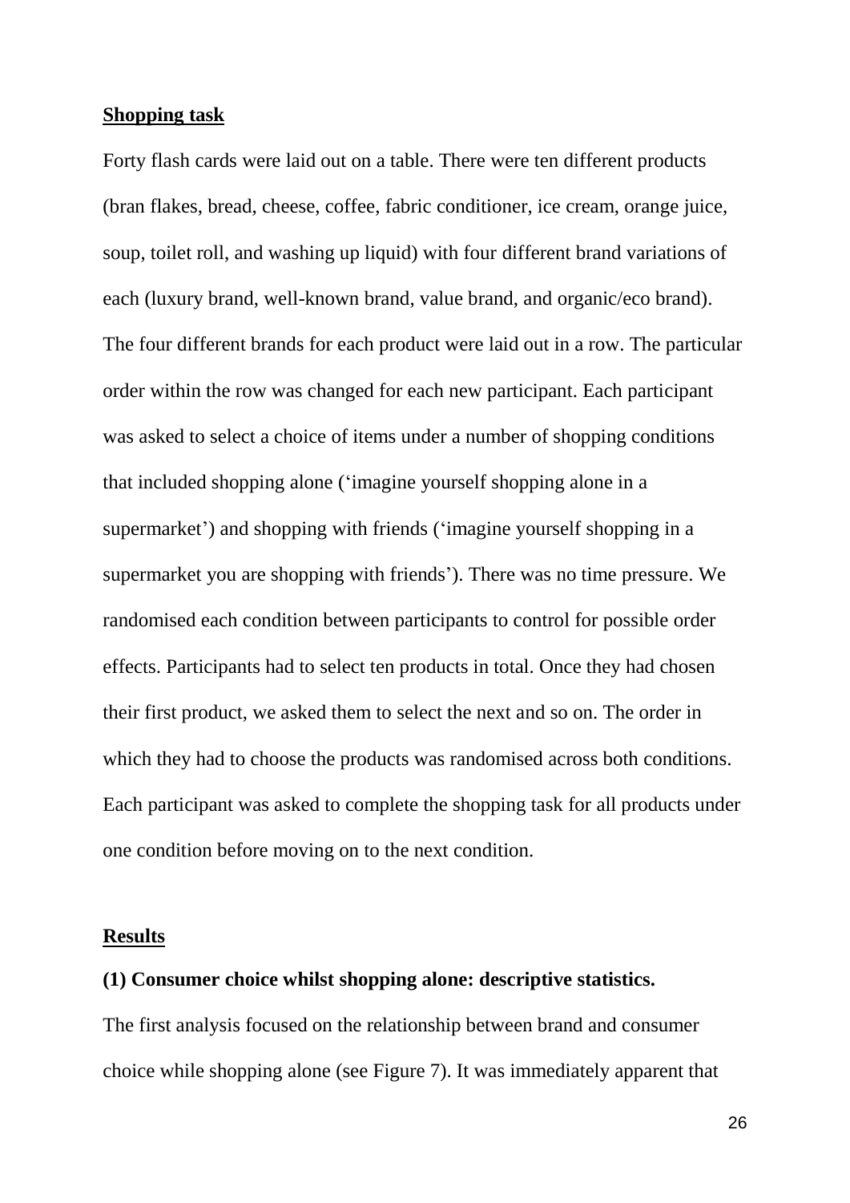## Shopping task

Forty flash cards were laid out on a table. There were ten different products (bran flakes, bread, cheese, coffee, fabric conditioner, ice cream, orange juice, soup, toilet roll, and washing up liquid) with four different brand variations of each (luxury brand, well-known brand, value brand, and organic/eco brand). The four different brands for each product were laid out in a row. The particular order within the row was changed for each new participant. Each participant was asked to select a choice of items under a number of shopping conditions that included shopping alone ('imagine yourself shopping alone in a supermarket') and shopping with friends ('imagine yourself shopping in a supermarket you are shopping with friends'). There was no time pressure. We randomised each condition between participants to control for possible order effects. Participants had to select ten products in total. Once they had chosen their first product, we asked them to select the next and so on. The order in which they had to choose the products was randomised across both conditions. Each participant was asked to complete the shopping task for all products under one condition before moving on to the next condition.

## Results

### (1) Consumer choice whilst shopping alone: descriptive statistics.

The first analysis focused on the relationship between brand and consumer choice while shopping alone (see Figure 7). It was immediately apparent that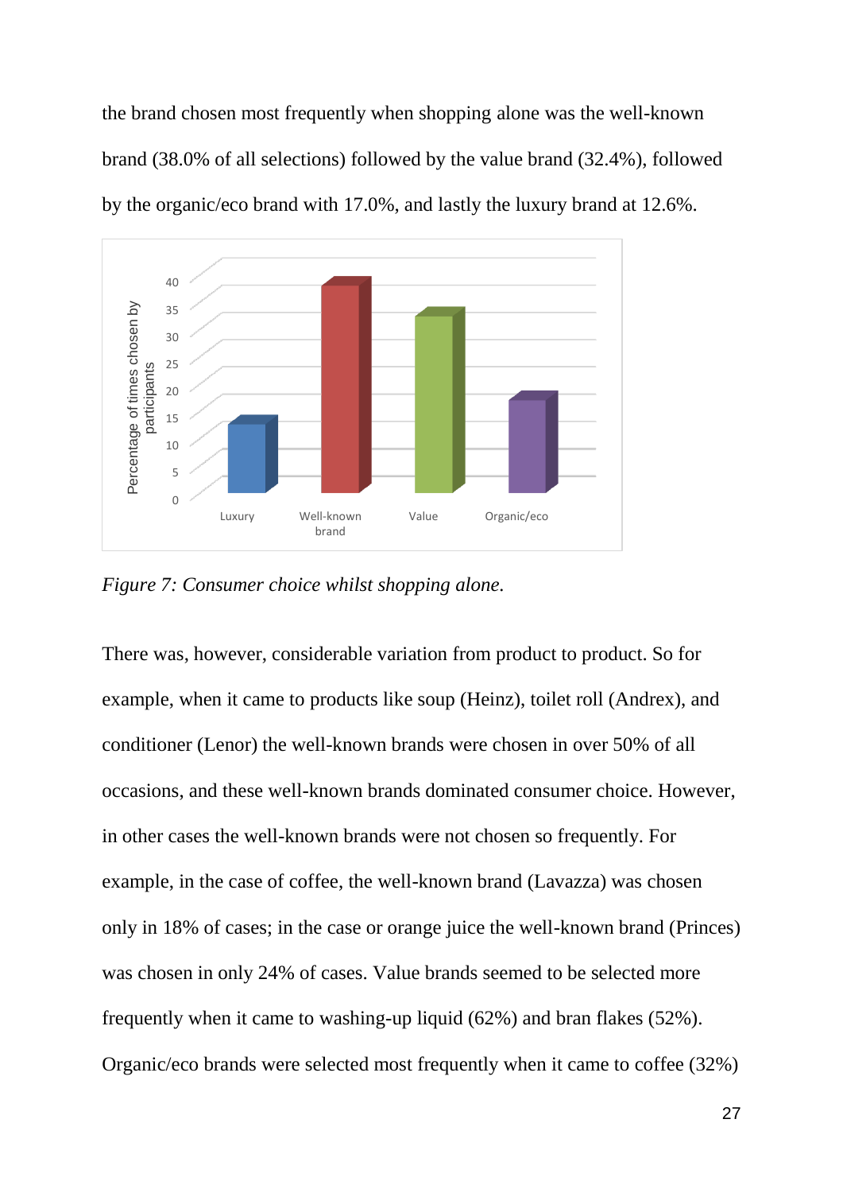the brand chosen most frequently when shopping alone was the well-known brand (38.0% of all selections) followed by the value brand (32.4%), followed by the organic/eco brand with 17.0%, and lastly the luxury brand at 12.6%.

*Figure 7: Consumer choice whilst shopping alone.*

There was, however, considerable variation from product to product. So for example, when it came to products like soup (Heinz), toilet roll (Andrex), and conditioner (Lenor) the well-known brands were chosen in over 50% of all occasions, and these well-known brands dominated consumer choice. However, in other cases the well-known brands were not chosen so frequently. For example, in the case of coffee, the well-known brand (Lavazza) was chosen only in 18% of cases; in the case or orange juice the well-known brand (Princes) was chosen in only 24% of cases. Value brands seemed to be selected more frequently when it came to washing-up liquid (62%) and bran flakes (52%). Organic/eco brands were selected most frequently when it came to coffee (32%)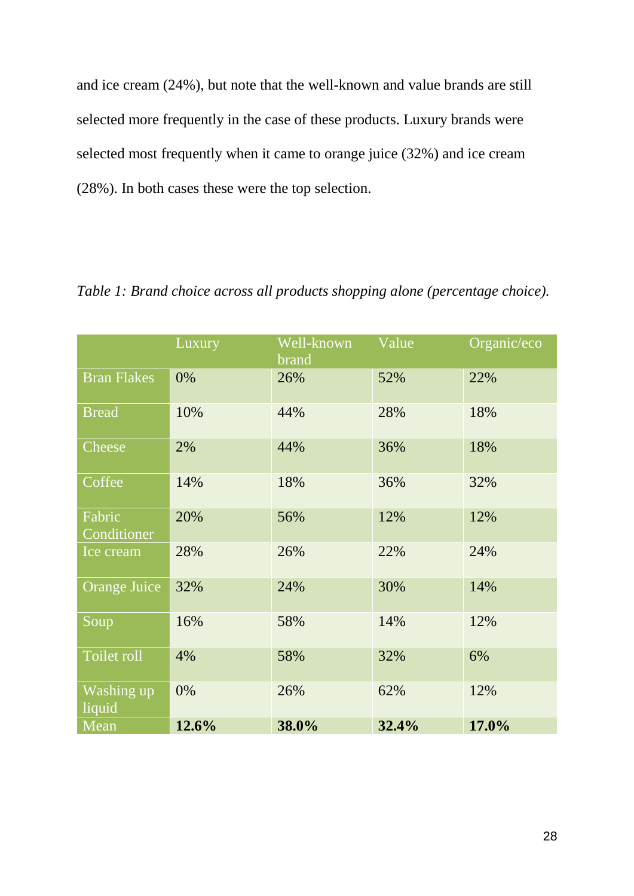and ice cream (24%), but note that the well-known and value brands are still selected more frequently in the case of these products. Luxury brands were selected most frequently when it came to orange juice (32%) and ice cream (28%). In both cases these were the top selection.

*Table 1: Brand choice across all products shopping alone (percentage choice).*

| | Luxury | Well-known brand | Value | Organic/eco |
|---|---|---|---|---|
| Bran Flakes | 0% | 26% | 52% | 22% |
| Bread | 10% | 44% | 28% | 18% |
| Cheese | 2% | 44% | 36% | 18% |
| Coffee | 14% | 18% | 36% | 32% |
| Fabric Conditioner | 20% | 56% | 12% | 12% |
| Ice cream | 28% | 26% | 22% | 24% |
| Orange Juice | 32% | 24% | 30% | 14% |
| Soup | 16% | 58% | 14% | 12% |
| Toilet roll | 4% | 58% | 32% | 6% |
| Washing up liquid | 0% | 26% | 62% | 12% |
| Mean | **12.6%** | **38.0%** | **32.4%** | **17.0%** |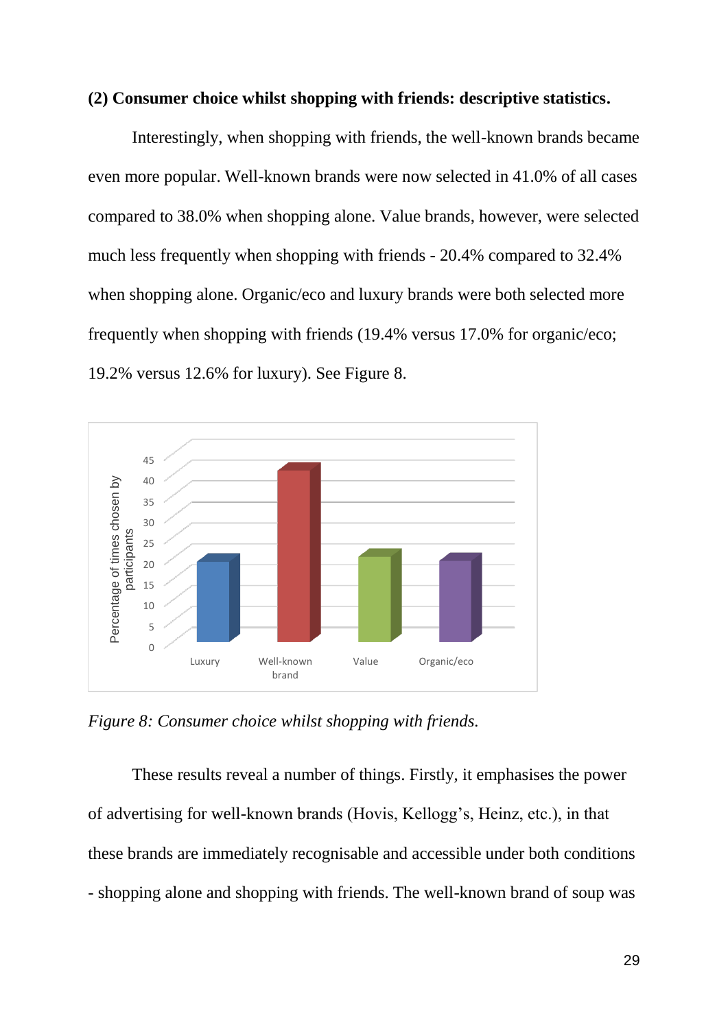**(2) Consumer choice whilst shopping with friends: descriptive statistics.**

Interestingly, when shopping with friends, the well-known brands became even more popular. Well-known brands were now selected in 41.0% of all cases compared to 38.0% when shopping alone. Value brands, however, were selected much less frequently when shopping with friends - 20.4% compared to 32.4% when shopping alone. Organic/eco and luxury brands were both selected more frequently when shopping with friends (19.4% versus 17.0% for organic/eco; 19.2% versus 12.6% for luxury). See Figure 8.

*Figure 8: Consumer choice whilst shopping with friends.*

These results reveal a number of things. Firstly, it emphasises the power of advertising for well-known brands (Hovis, Kellogg's, Heinz, etc.), in that these brands are immediately recognisable and accessible under both conditions - shopping alone and shopping with friends. The well-known brand of soup was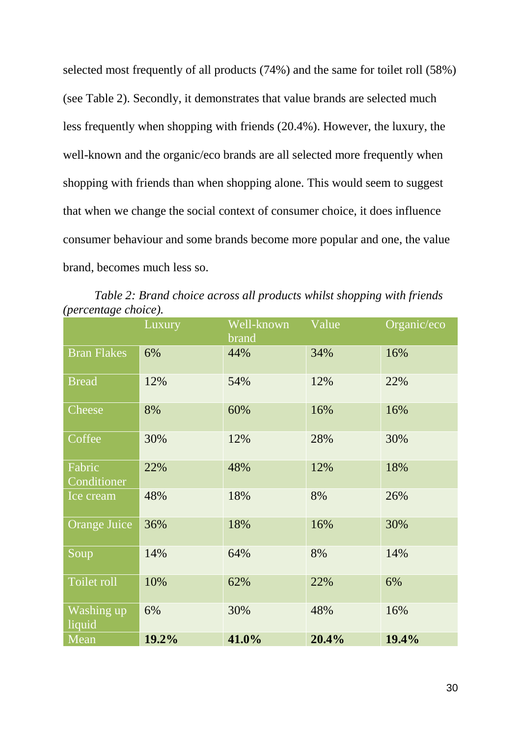selected most frequently of all products (74%) and the same for toilet roll (58%) (see Table 2). Secondly, it demonstrates that value brands are selected much less frequently when shopping with friends (20.4%). However, the luxury, the well-known and the organic/eco brands are all selected more frequently when shopping with friends than when shopping alone. This would seem to suggest that when we change the social context of consumer choice, it does influence consumer behaviour and some brands become more popular and one, the value brand, becomes much less so.

*Table 2: Brand choice across all products whilst shopping with friends (percentage choice).*

| | Luxury | Well-known brand | Value | Organic/eco |
|---|---|---|---|---|
| Bran Flakes | 6% | 44% | 34% | 16% |
| Bread | 12% | 54% | 12% | 22% |
| Cheese | 8% | 60% | 16% | 16% |
| Coffee | 30% | 12% | 28% | 30% |
| Fabric Conditioner | 22% | 48% | 12% | 18% |
| Ice cream | 48% | 18% | 8% | 26% |
| Orange Juice | 36% | 18% | 16% | 30% |
| Soup | 14% | 64% | 8% | 14% |
| Toilet roll | 10% | 62% | 22% | 6% |
| Washing up liquid | 6% | 30% | 48% | 16% |
| Mean | **19.2%** | **41.0%** | **20.4%** | **19.4%** |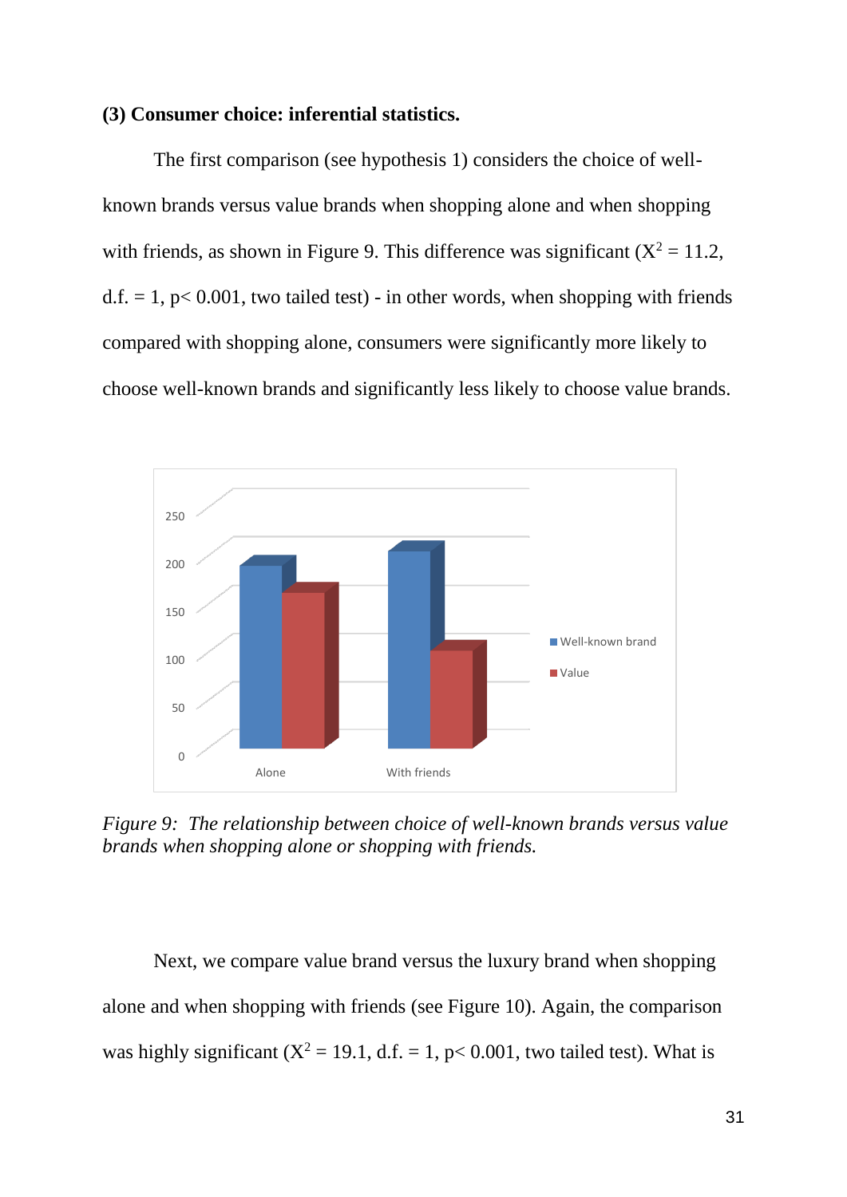**(3) Consumer choice: inferential statistics.**

The first comparison (see hypothesis 1) considers the choice of well-known brands versus value brands when shopping alone and when shopping with friends, as shown in Figure 9. This difference was significant ($X^2 = 11.2$, d.f. = 1, $p < 0.001$, two tailed test) - in other words, when shopping with friends compared with shopping alone, consumers were significantly more likely to choose well-known brands and significantly less likely to choose value brands.

*Figure 9: The relationship between choice of well-known brands versus value brands when shopping alone or shopping with friends.*

Next, we compare value brand versus the luxury brand when shopping alone and when shopping with friends (see Figure 10). Again, the comparison was highly significant ($X^2 = 19.1$, d.f. = 1, $p < 0.001$, two tailed test). What is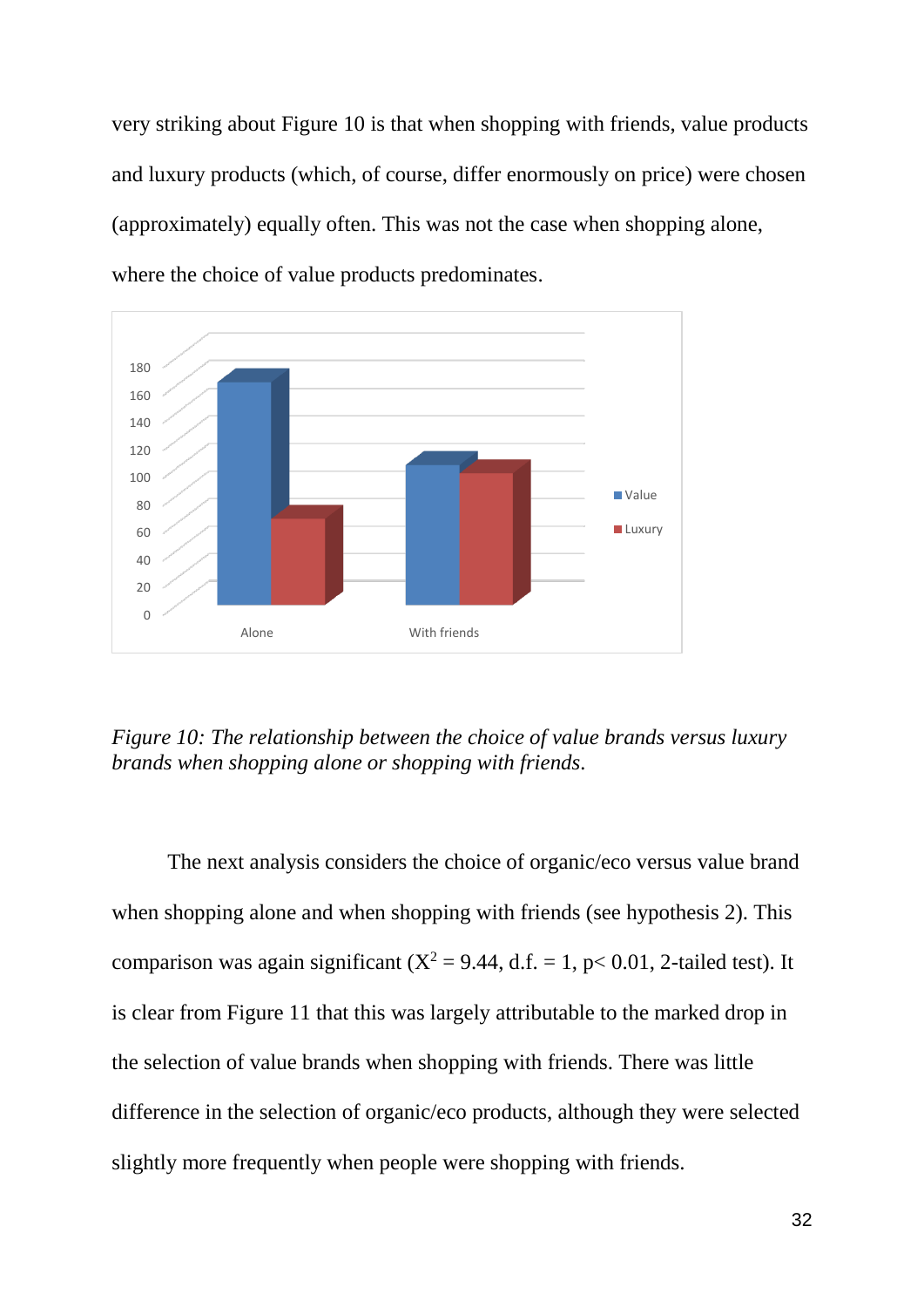very striking about Figure 10 is that when shopping with friends, value products and luxury products (which, of course, differ enormously on price) were chosen (approximately) equally often. This was not the case when shopping alone, where the choice of value products predominates.

*Figure 10: The relationship between the choice of value brands versus luxury brands when shopping alone or shopping with friends.*

The next analysis considers the choice of organic/eco versus value brand when shopping alone and when shopping with friends (see hypothesis 2). This comparison was again significant ($X^2 = 9.44$, d.f. = 1, $p < 0.01$, 2-tailed test). It is clear from Figure 11 that this was largely attributable to the marked drop in the selection of value brands when shopping with friends. There was little difference in the selection of organic/eco products, although they were selected slightly more frequently when people were shopping with friends.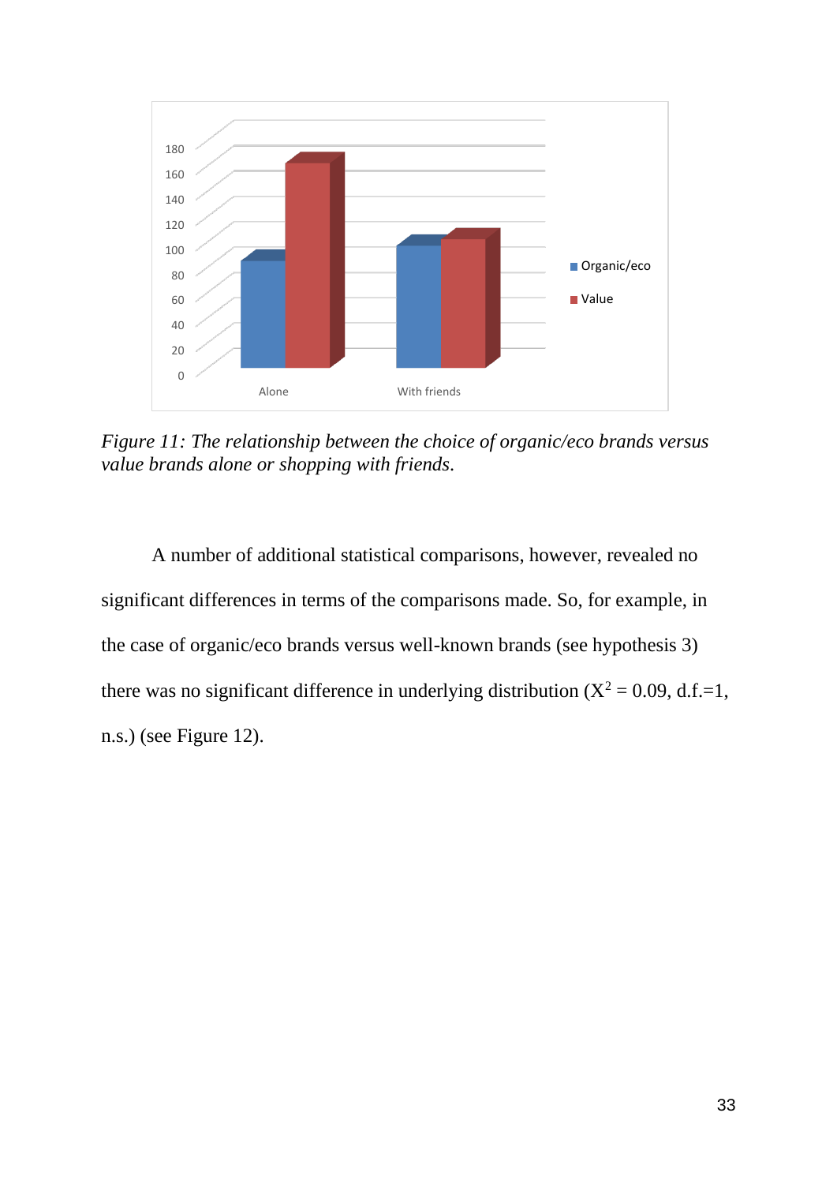*Figure 11: The relationship between the choice of organic/eco brands versus value brands alone or shopping with friends.*

A number of additional statistical comparisons, however, revealed no significant differences in terms of the comparisons made. So, for example, in the case of organic/eco brands versus well-known brands (see hypothesis 3) there was no significant difference in underlying distribution ($X^2 = 0.09$, d.f.=1, n.s.) (see Figure 12).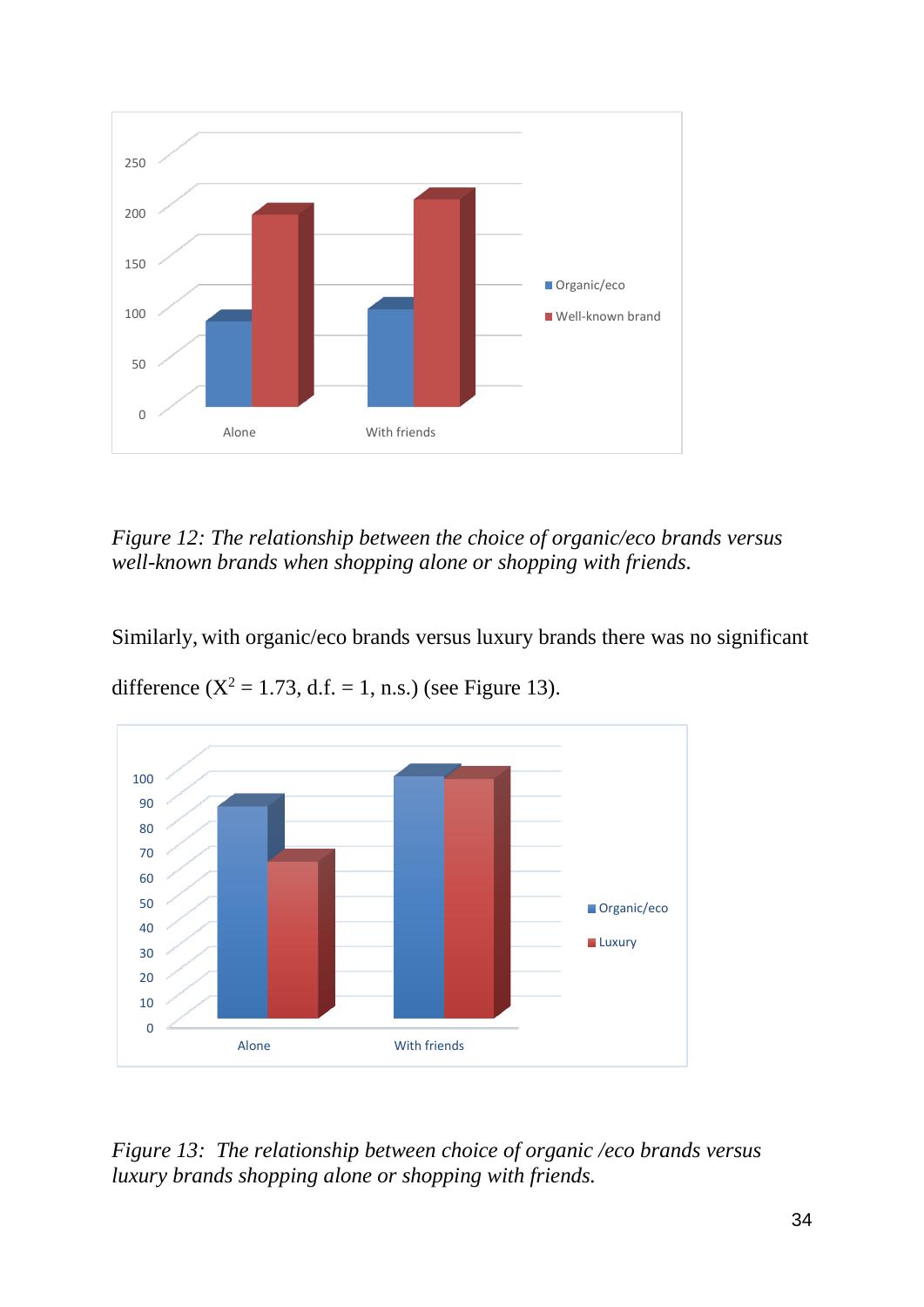*Figure 12: The relationship between the choice of organic/eco brands versus well-known brands when shopping alone or shopping with friends.*

Similarly, with organic/eco brands versus luxury brands there was no significant difference ($X^2$ = 1.73, d.f. = 1, n.s.) (see Figure 13).

*Figure 13: The relationship between choice of organic /eco brands versus luxury brands shopping alone or shopping with friends.*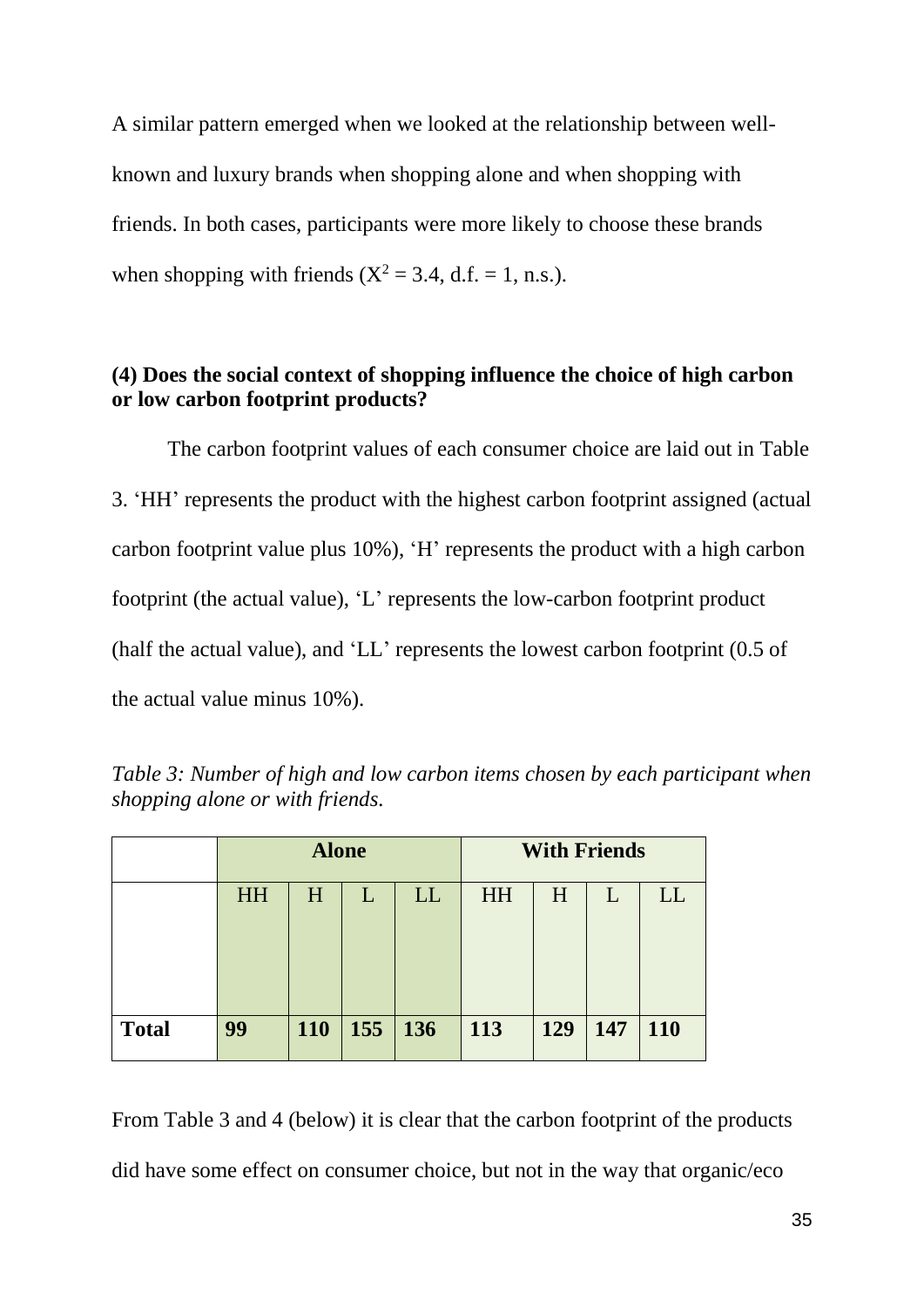A similar pattern emerged when we looked at the relationship between well-known and luxury brands when shopping alone and when shopping with friends. In both cases, participants were more likely to choose these brands when shopping with friends ($X^2 = 3.4$, d.f. = 1, n.s.).

### (4) Does the social context of shopping influence the choice of high carbon or low carbon footprint products?

The carbon footprint values of each consumer choice are laid out in Table 3. 'HH' represents the product with the highest carbon footprint assigned (actual carbon footprint value plus 10%), 'H' represents the product with a high carbon footprint (the actual value), 'L' represents the low-carbon footprint product (half the actual value), and 'LL' represents the lowest carbon footprint (0.5 of the actual value minus 10%).

*Table 3: Number of high and low carbon items chosen by each participant when shopping alone or with friends.*

| | **Alone** | | | | **With Friends** | | | |
|---|---|---|---|---|---|---|---|---|
| | HH | H | L | LL | HH | H | L | LL |
| **Total** | **99** | **110** | **155** | **136** | **113** | **129** | **147** | **110** |

From Table 3 and 4 (below) it is clear that the carbon footprint of the products did have some effect on consumer choice, but not in the way that organic/eco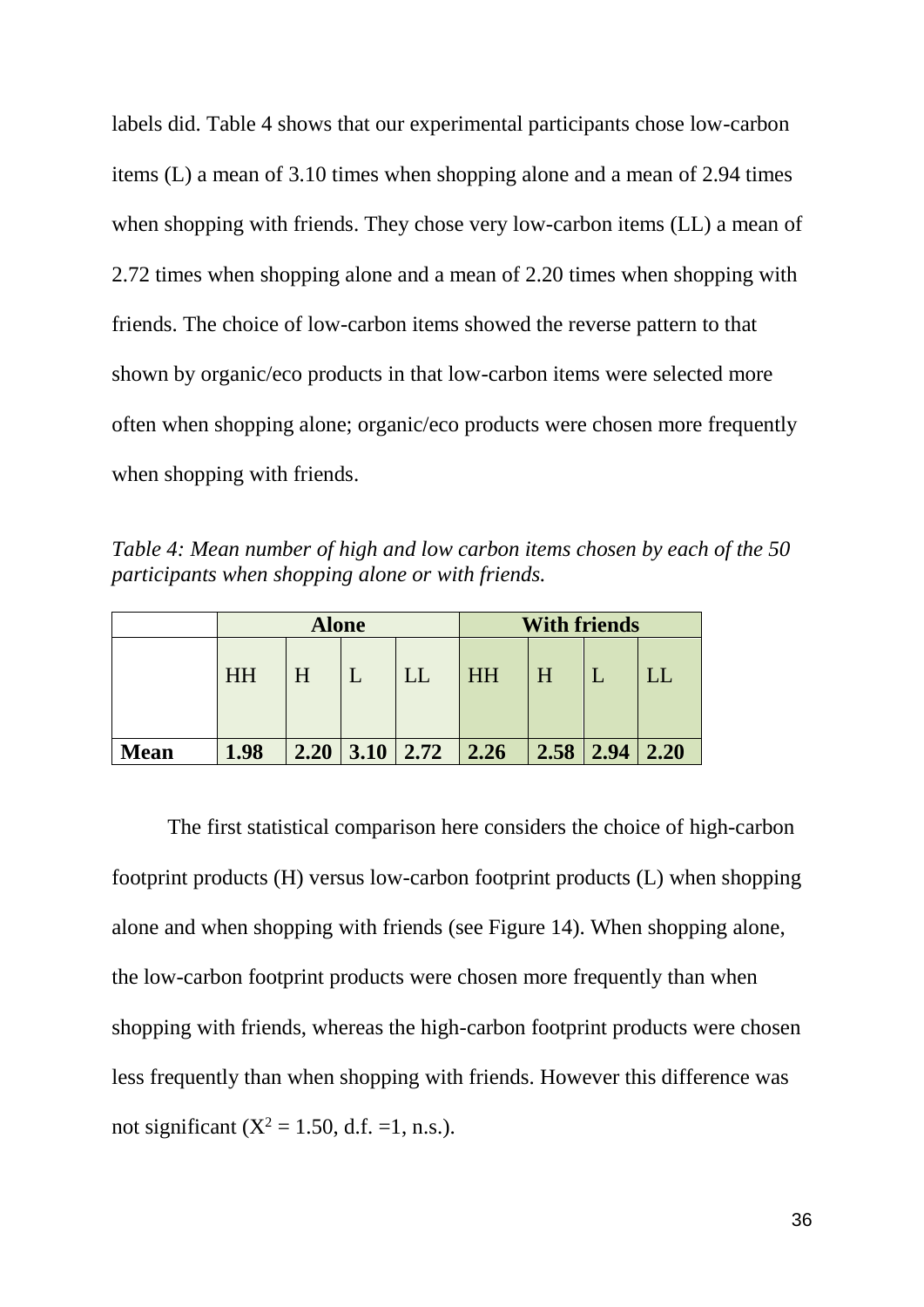labels did. Table 4 shows that our experimental participants chose low-carbon items (L) a mean of 3.10 times when shopping alone and a mean of 2.94 times when shopping with friends. They chose very low-carbon items (LL) a mean of 2.72 times when shopping alone and a mean of 2.20 times when shopping with friends. The choice of low-carbon items showed the reverse pattern to that shown by organic/eco products in that low-carbon items were selected more often when shopping alone; organic/eco products were chosen more frequently when shopping with friends.

*Table 4: Mean number of high and low carbon items chosen by each of the 50 participants when shopping alone or with friends.*

| | **Alone** | | | | **With friends** | | | |
|---|---|---|---|---|---|---|---|---|
| | HH | H | L | LL | HH | H | L | LL |
| **Mean** | **1.98** | **2.20** | **3.10** | **2.72** | **2.26** | **2.58** | **2.94** | **2.20** |

The first statistical comparison here considers the choice of high-carbon footprint products (H) versus low-carbon footprint products (L) when shopping alone and when shopping with friends (see Figure 14). When shopping alone, the low-carbon footprint products were chosen more frequently than when shopping with friends, whereas the high-carbon footprint products were chosen less frequently than when shopping with friends. However this difference was not significant ($X^2 = 1.50$, d.f. =1, n.s.).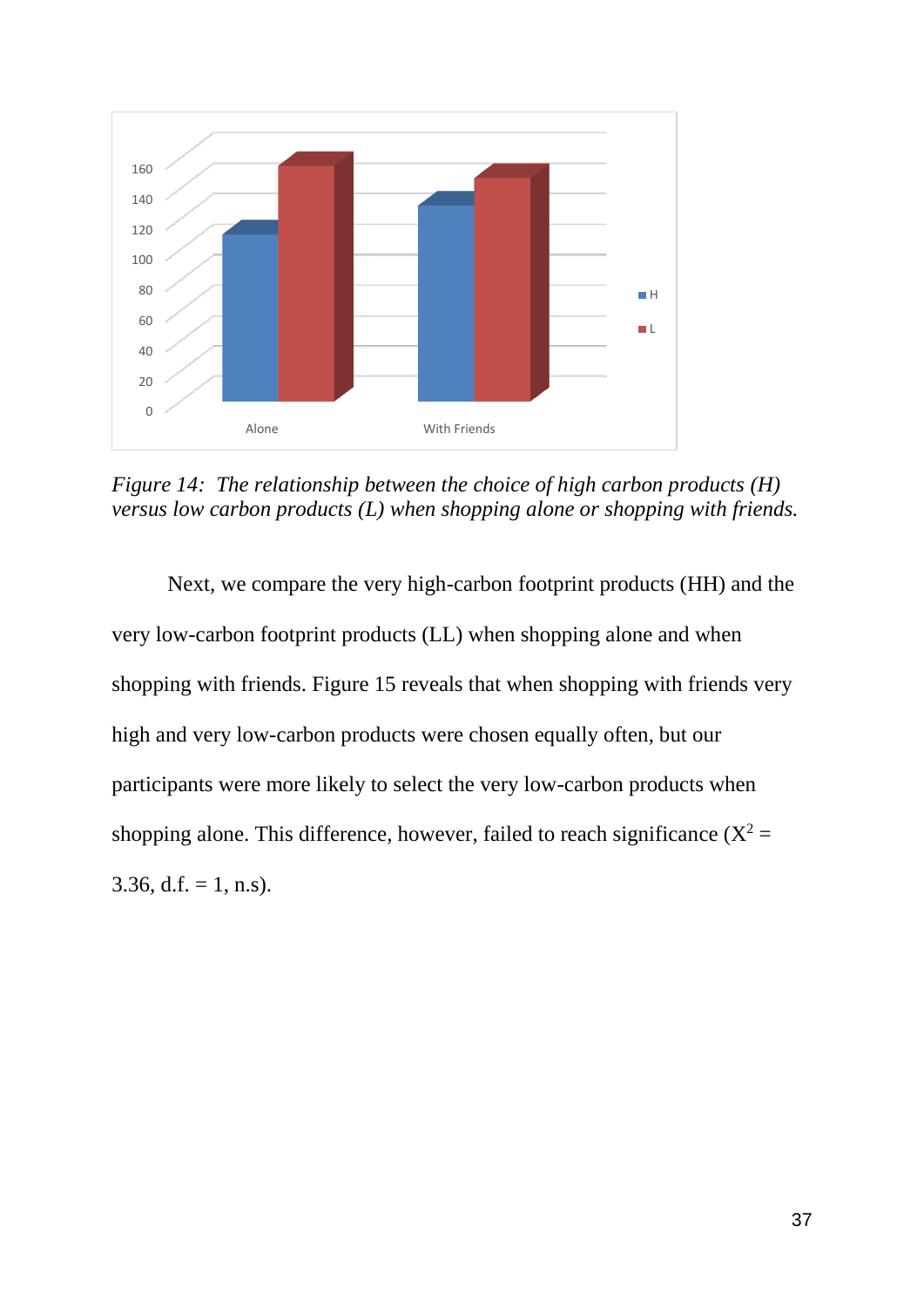*Figure 14: The relationship between the choice of high carbon products (H) versus low carbon products (L) when shopping alone or shopping with friends.*

Next, we compare the very high-carbon footprint products (HH) and the very low-carbon footprint products (LL) when shopping alone and when shopping with friends. Figure 15 reveals that when shopping with friends very high and very low-carbon products were chosen equally often, but our participants were more likely to select the very low-carbon products when shopping alone. This difference, however, failed to reach significance ($X^2$ = 3.36, d.f. = 1, n.s).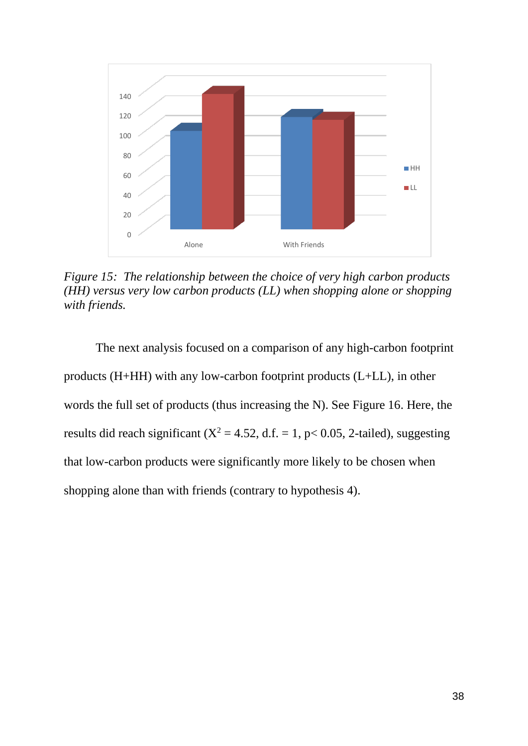*Figure 15: The relationship between the choice of very high carbon products (HH) versus very low carbon products (LL) when shopping alone or shopping with friends.*

The next analysis focused on a comparison of any high-carbon footprint products (H+HH) with any low-carbon footprint products (L+LL), in other words the full set of products (thus increasing the N). See Figure 16. Here, the results did reach significant ($X^2 = 4.52$, d.f. = 1, $p < 0.05$, 2-tailed), suggesting that low-carbon products were significantly more likely to be chosen when shopping alone than with friends (contrary to hypothesis 4).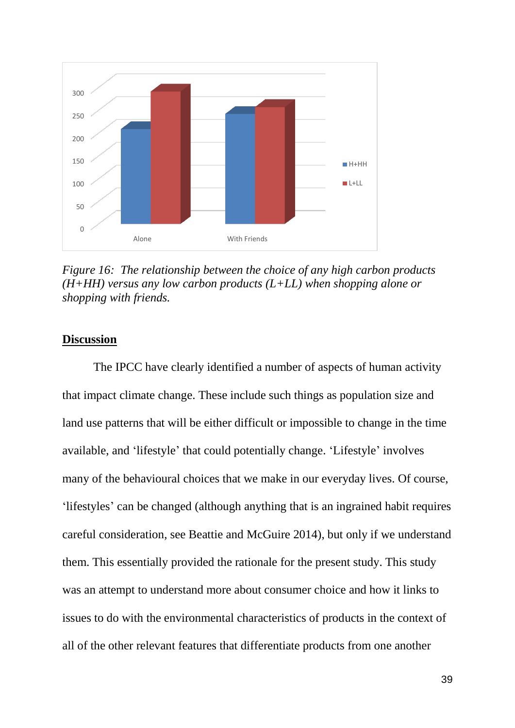*Figure 16: The relationship between the choice of any high carbon products (H+HH) versus any low carbon products (L+LL) when shopping alone or shopping with friends.*

## **Discussion**

The IPCC have clearly identified a number of aspects of human activity that impact climate change. These include such things as population size and land use patterns that will be either difficult or impossible to change in the time available, and 'lifestyle' that could potentially change. 'Lifestyle' involves many of the behavioural choices that we make in our everyday lives. Of course, 'lifestyles' can be changed (although anything that is an ingrained habit requires careful consideration, see Beattie and McGuire 2014), but only if we understand them. This essentially provided the rationale for the present study. This study was an attempt to understand more about consumer choice and how it links to issues to do with the environmental characteristics of products in the context of all of the other relevant features that differentiate products from one another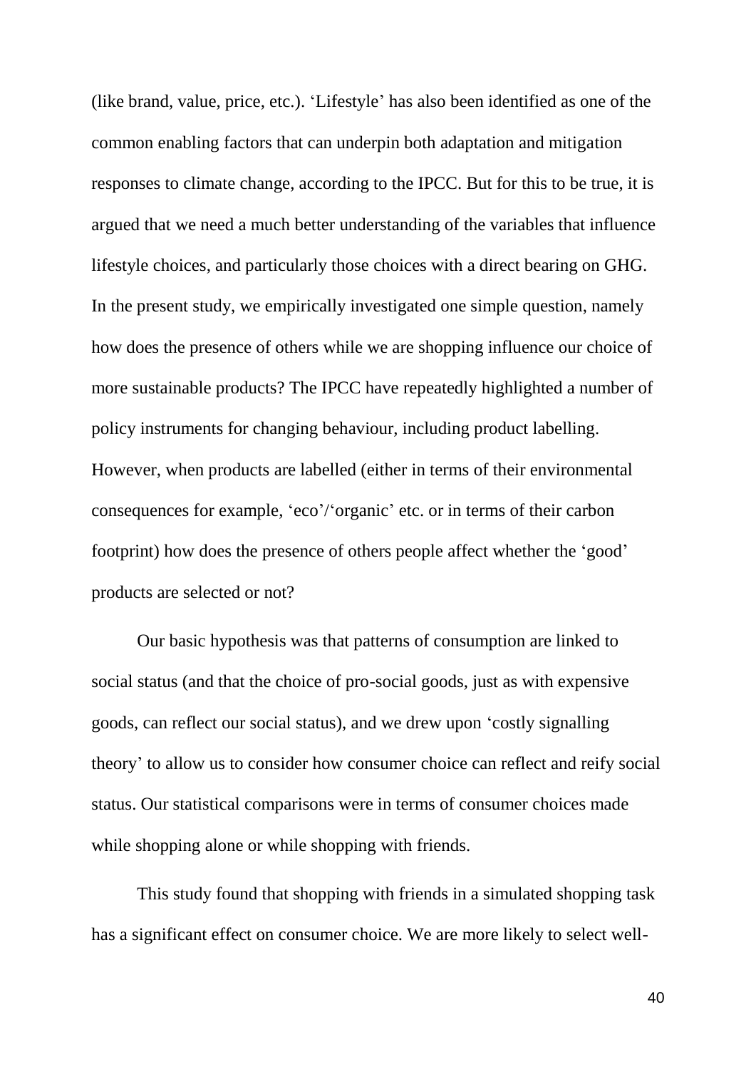(like brand, value, price, etc.). 'Lifestyle' has also been identified as one of the common enabling factors that can underpin both adaptation and mitigation responses to climate change, according to the IPCC. But for this to be true, it is argued that we need a much better understanding of the variables that influence lifestyle choices, and particularly those choices with a direct bearing on GHG. In the present study, we empirically investigated one simple question, namely how does the presence of others while we are shopping influence our choice of more sustainable products? The IPCC have repeatedly highlighted a number of policy instruments for changing behaviour, including product labelling. However, when products are labelled (either in terms of their environmental consequences for example, 'eco'/'organic' etc. or in terms of their carbon footprint) how does the presence of others people affect whether the 'good' products are selected or not?

Our basic hypothesis was that patterns of consumption are linked to social status (and that the choice of pro-social goods, just as with expensive goods, can reflect our social status), and we drew upon 'costly signalling theory' to allow us to consider how consumer choice can reflect and reify social status. Our statistical comparisons were in terms of consumer choices made while shopping alone or while shopping with friends.

This study found that shopping with friends in a simulated shopping task has a significant effect on consumer choice. We are more likely to select well-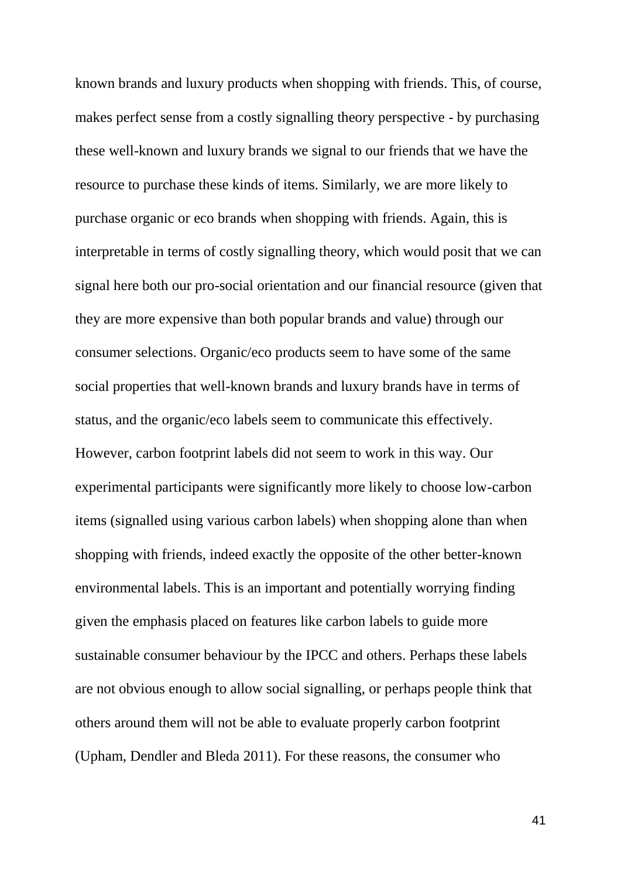known brands and luxury products when shopping with friends. This, of course, makes perfect sense from a costly signalling theory perspective - by purchasing these well-known and luxury brands we signal to our friends that we have the resource to purchase these kinds of items. Similarly, we are more likely to purchase organic or eco brands when shopping with friends. Again, this is interpretable in terms of costly signalling theory, which would posit that we can signal here both our pro-social orientation and our financial resource (given that they are more expensive than both popular brands and value) through our consumer selections. Organic/eco products seem to have some of the same social properties that well-known brands and luxury brands have in terms of status, and the organic/eco labels seem to communicate this effectively. However, carbon footprint labels did not seem to work in this way. Our experimental participants were significantly more likely to choose low-carbon items (signalled using various carbon labels) when shopping alone than when shopping with friends, indeed exactly the opposite of the other better-known environmental labels. This is an important and potentially worrying finding given the emphasis placed on features like carbon labels to guide more sustainable consumer behaviour by the IPCC and others. Perhaps these labels are not obvious enough to allow social signalling, or perhaps people think that others around them will not be able to evaluate properly carbon footprint (Upham, Dendler and Bleda 2011). For these reasons, the consumer who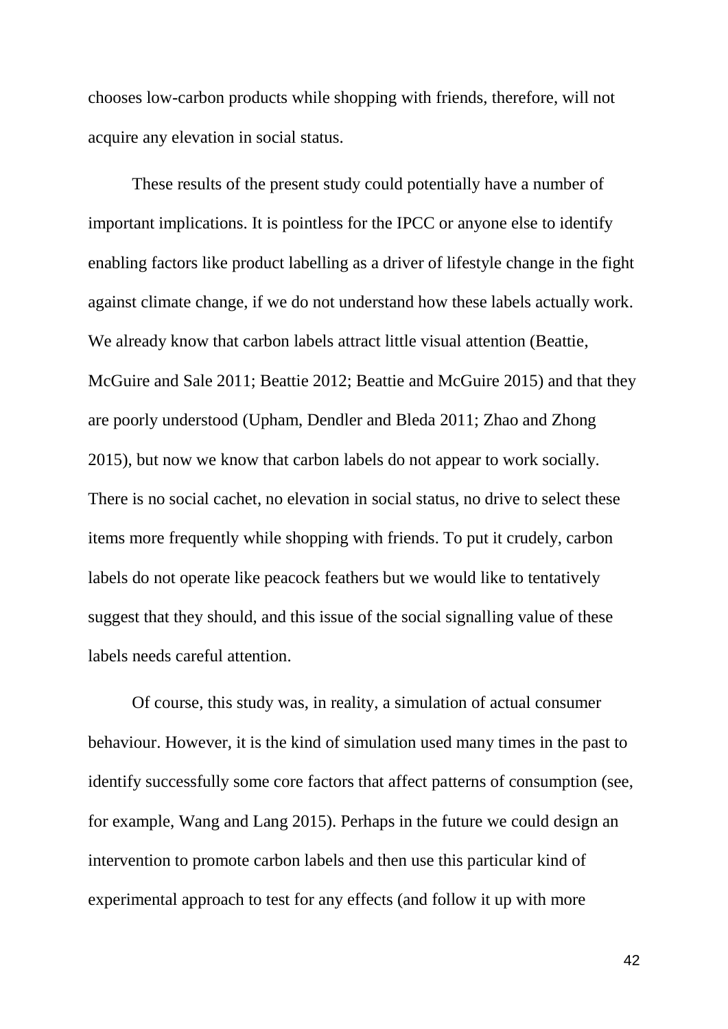chooses low-carbon products while shopping with friends, therefore, will not acquire any elevation in social status.

These results of the present study could potentially have a number of important implications. It is pointless for the IPCC or anyone else to identify enabling factors like product labelling as a driver of lifestyle change in the fight against climate change, if we do not understand how these labels actually work. We already know that carbon labels attract little visual attention (Beattie, McGuire and Sale 2011; Beattie 2012; Beattie and McGuire 2015) and that they are poorly understood (Upham, Dendler and Bleda 2011; Zhao and Zhong 2015), but now we know that carbon labels do not appear to work socially. There is no social cachet, no elevation in social status, no drive to select these items more frequently while shopping with friends. To put it crudely, carbon labels do not operate like peacock feathers but we would like to tentatively suggest that they should, and this issue of the social signalling value of these labels needs careful attention.

Of course, this study was, in reality, a simulation of actual consumer behaviour. However, it is the kind of simulation used many times in the past to identify successfully some core factors that affect patterns of consumption (see, for example, Wang and Lang 2015). Perhaps in the future we could design an intervention to promote carbon labels and then use this particular kind of experimental approach to test for any effects (and follow it up with more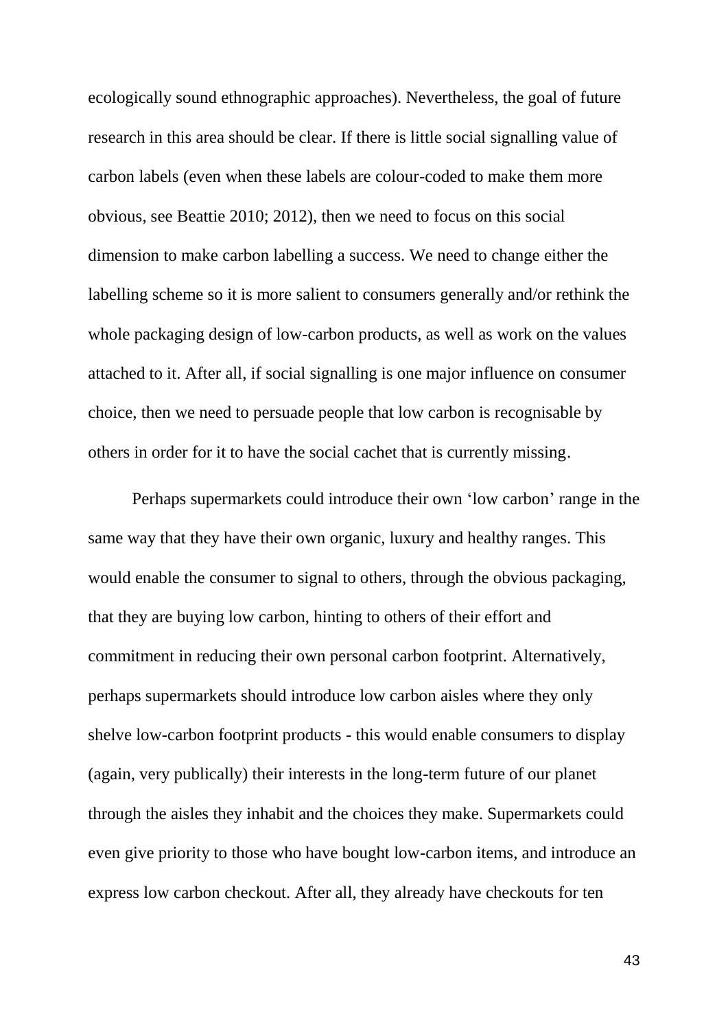ecologically sound ethnographic approaches). Nevertheless, the goal of future research in this area should be clear. If there is little social signalling value of carbon labels (even when these labels are colour-coded to make them more obvious, see Beattie 2010; 2012), then we need to focus on this social dimension to make carbon labelling a success. We need to change either the labelling scheme so it is more salient to consumers generally and/or rethink the whole packaging design of low-carbon products, as well as work on the values attached to it. After all, if social signalling is one major influence on consumer choice, then we need to persuade people that low carbon is recognisable by others in order for it to have the social cachet that is currently missing.

Perhaps supermarkets could introduce their own 'low carbon' range in the same way that they have their own organic, luxury and healthy ranges. This would enable the consumer to signal to others, through the obvious packaging, that they are buying low carbon, hinting to others of their effort and commitment in reducing their own personal carbon footprint. Alternatively, perhaps supermarkets should introduce low carbon aisles where they only shelve low-carbon footprint products - this would enable consumers to display (again, very publically) their interests in the long-term future of our planet through the aisles they inhabit and the choices they make. Supermarkets could even give priority to those who have bought low-carbon items, and introduce an express low carbon checkout. After all, they already have checkouts for ten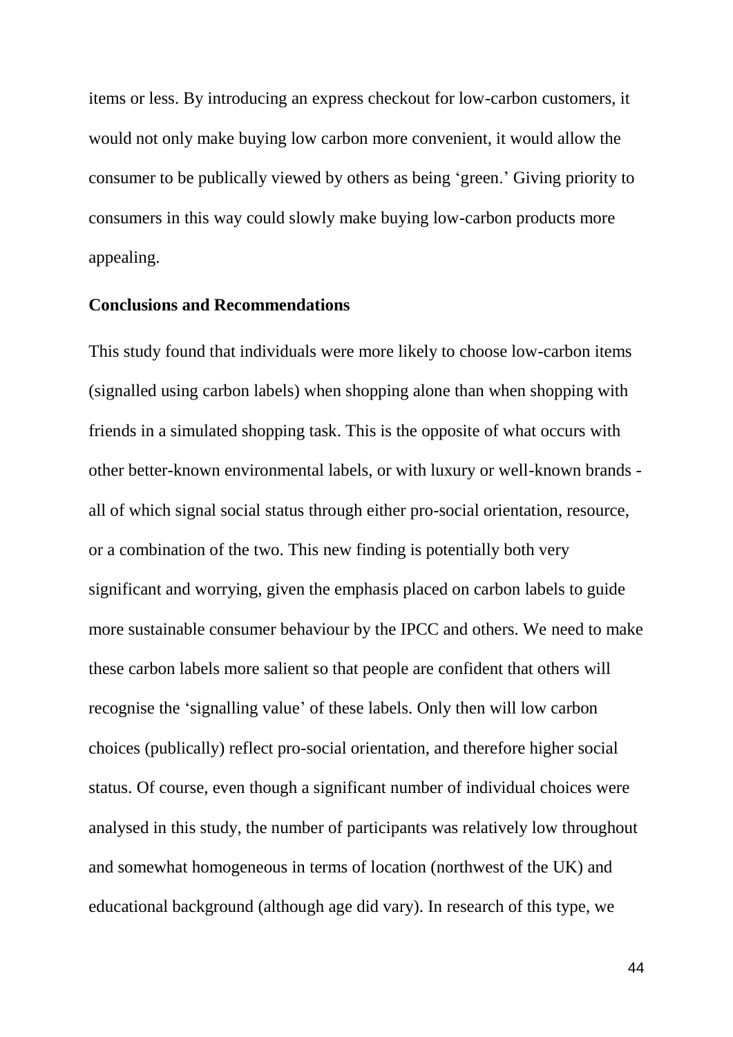items or less. By introducing an express checkout for low-carbon customers, it would not only make buying low carbon more convenient, it would allow the consumer to be publically viewed by others as being 'green.' Giving priority to consumers in this way could slowly make buying low-carbon products more appealing.

## Conclusions and Recommendations

This study found that individuals were more likely to choose low-carbon items (signalled using carbon labels) when shopping alone than when shopping with friends in a simulated shopping task. This is the opposite of what occurs with other better-known environmental labels, or with luxury or well-known brands - all of which signal social status through either pro-social orientation, resource, or a combination of the two. This new finding is potentially both very significant and worrying, given the emphasis placed on carbon labels to guide more sustainable consumer behaviour by the IPCC and others. We need to make these carbon labels more salient so that people are confident that others will recognise the 'signalling value' of these labels. Only then will low carbon choices (publically) reflect pro-social orientation, and therefore higher social status. Of course, even though a significant number of individual choices were analysed in this study, the number of participants was relatively low throughout and somewhat homogeneous in terms of location (northwest of the UK) and educational background (although age did vary). In research of this type, we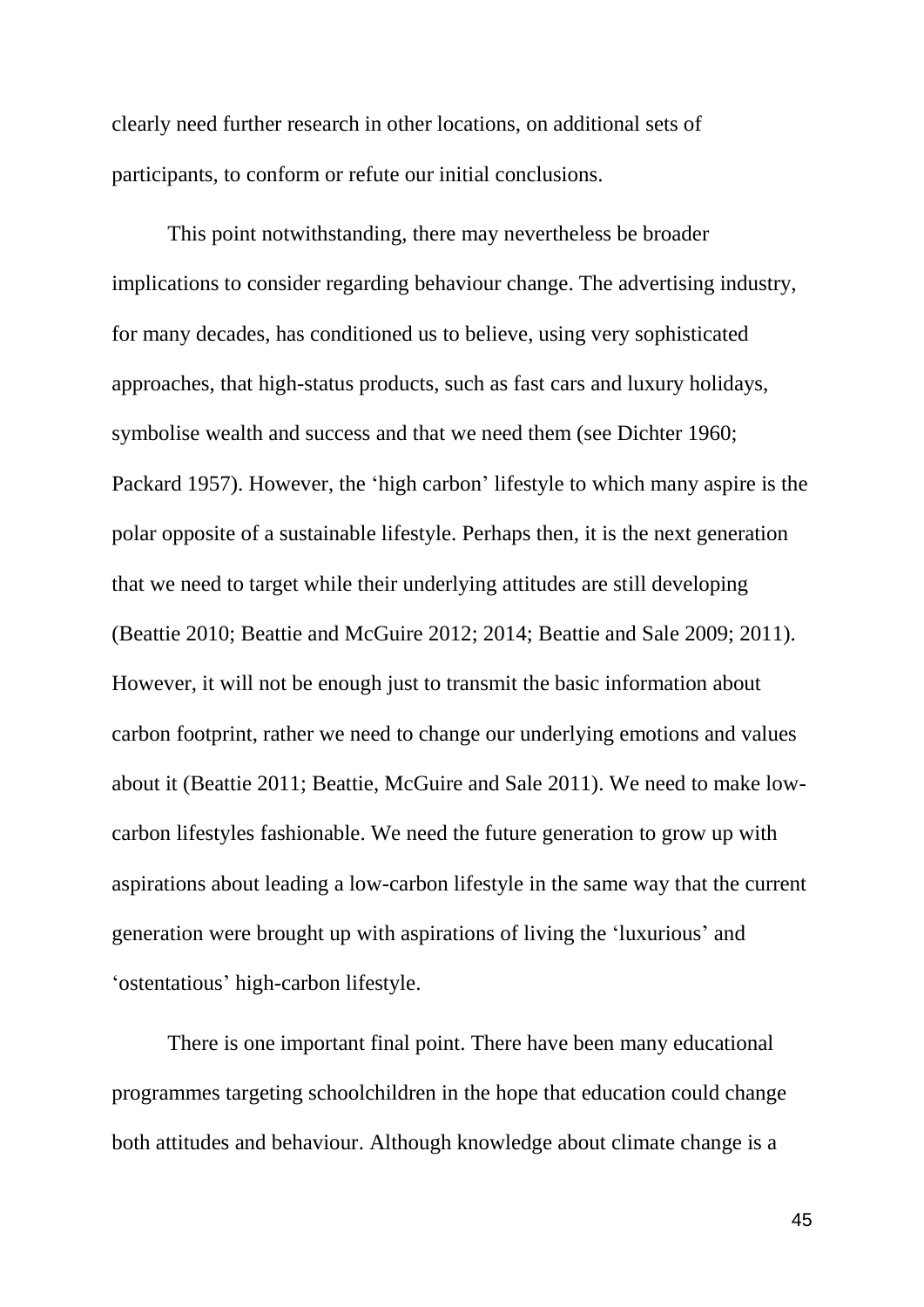clearly need further research in other locations, on additional sets of participants, to conform or refute our initial conclusions.

This point notwithstanding, there may nevertheless be broader implications to consider regarding behaviour change. The advertising industry, for many decades, has conditioned us to believe, using very sophisticated approaches, that high-status products, such as fast cars and luxury holidays, symbolise wealth and success and that we need them (see Dichter 1960; Packard 1957). However, the 'high carbon' lifestyle to which many aspire is the polar opposite of a sustainable lifestyle. Perhaps then, it is the next generation that we need to target while their underlying attitudes are still developing (Beattie 2010; Beattie and McGuire 2012; 2014; Beattie and Sale 2009; 2011). However, it will not be enough just to transmit the basic information about carbon footprint, rather we need to change our underlying emotions and values about it (Beattie 2011; Beattie, McGuire and Sale 2011). We need to make low-carbon lifestyles fashionable. We need the future generation to grow up with aspirations about leading a low-carbon lifestyle in the same way that the current generation were brought up with aspirations of living the 'luxurious' and 'ostentatious' high-carbon lifestyle.

There is one important final point. There have been many educational programmes targeting schoolchildren in the hope that education could change both attitudes and behaviour. Although knowledge about climate change is a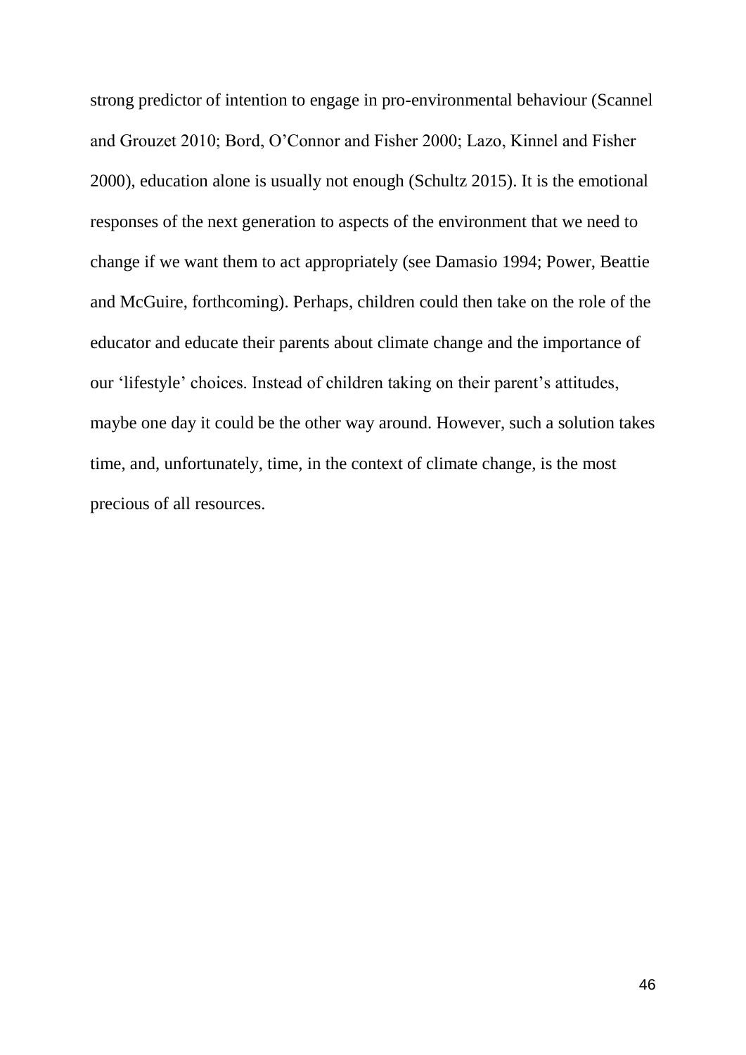strong predictor of intention to engage in pro-environmental behaviour (Scannel and Grouzet 2010; Bord, O'Connor and Fisher 2000; Lazo, Kinnel and Fisher 2000), education alone is usually not enough (Schultz 2015). It is the emotional responses of the next generation to aspects of the environment that we need to change if we want them to act appropriately (see Damasio 1994; Power, Beattie and McGuire, forthcoming). Perhaps, children could then take on the role of the educator and educate their parents about climate change and the importance of our 'lifestyle' choices. Instead of children taking on their parent's attitudes, maybe one day it could be the other way around. However, such a solution takes time, and, unfortunately, time, in the context of climate change, is the most precious of all resources.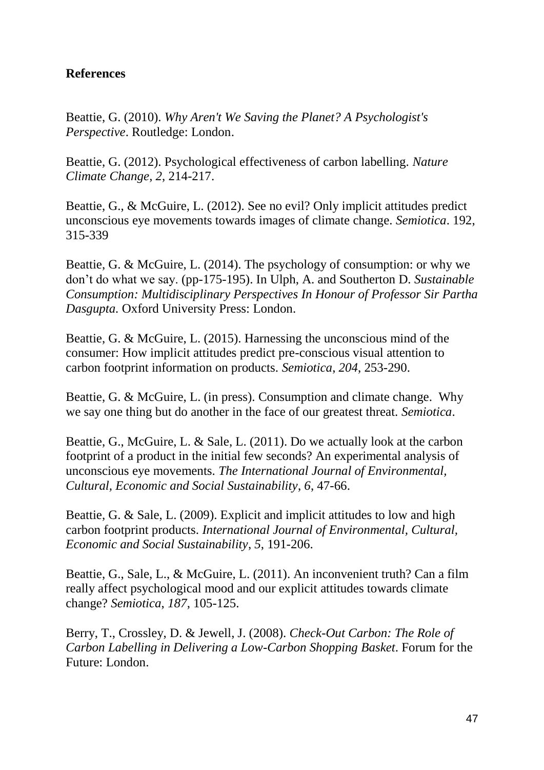**References**

Beattie, G. (2010). *Why Aren't We Saving the Planet? A Psychologist's Perspective*. Routledge: London.

Beattie, G. (2012). Psychological effectiveness of carbon labelling. *Nature Climate Change*, *2*, 214-217.

Beattie, G., & McGuire, L. (2012). See no evil? Only implicit attitudes predict unconscious eye movements towards images of climate change. *Semiotica*. 192, 315-339

Beattie, G. & McGuire, L. (2014). The psychology of consumption: or why we don't do what we say. (pp-175-195). In Ulph, A. and Southerton D. *Sustainable Consumption: Multidisciplinary Perspectives In Honour of Professor Sir Partha Dasgupta.* Oxford University Press: London.

Beattie, G. & McGuire, L. (2015). Harnessing the unconscious mind of the consumer: How implicit attitudes predict pre-conscious visual attention to carbon footprint information on products. *Semiotica*, *204*, 253-290.

Beattie, G. & McGuire, L. (in press). Consumption and climate change. Why we say one thing but do another in the face of our greatest threat. *Semiotica*.

Beattie, G., McGuire, L. & Sale, L. (2011). Do we actually look at the carbon footprint of a product in the initial few seconds? An experimental analysis of unconscious eye movements. *The International Journal of Environmental, Cultural, Economic and Social Sustainability*, *6*, 47-66.

Beattie, G. & Sale, L. (2009). Explicit and implicit attitudes to low and high carbon footprint products. *International Journal of Environmental, Cultural, Economic and Social Sustainability*, *5*, 191-206.

Beattie, G., Sale, L., & McGuire, L. (2011). An inconvenient truth? Can a film really affect psychological mood and our explicit attitudes towards climate change? *Semiotica*, *187*, 105-125.

Berry, T., Crossley, D. & Jewell, J. (2008). *Check-Out Carbon: The Role of Carbon Labelling in Delivering a Low-Carbon Shopping Basket*. Forum for the Future: London.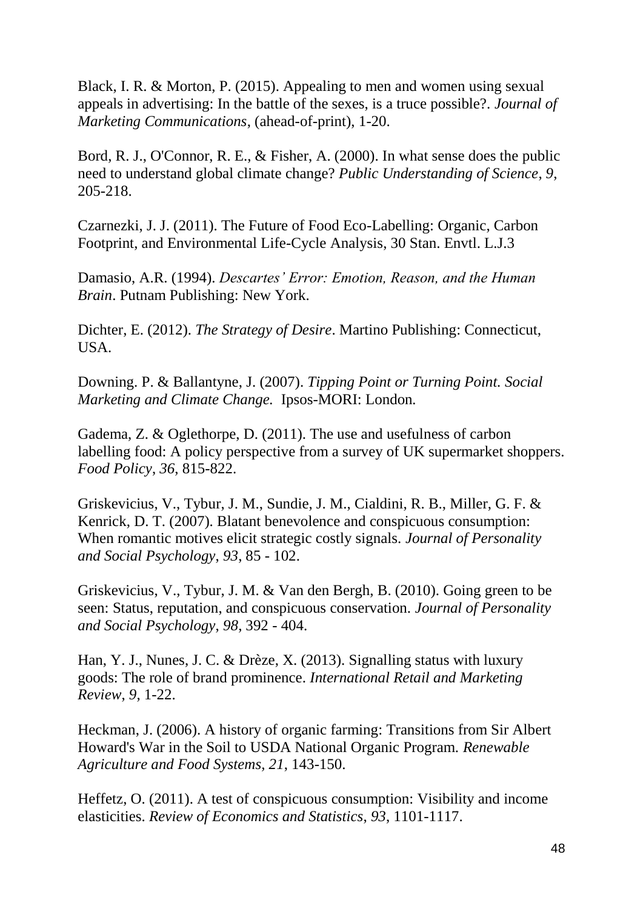Black, I. R. & Morton, P. (2015). Appealing to men and women using sexual appeals in advertising: In the battle of the sexes, is a truce possible?. *Journal of Marketing Communications*, (ahead-of-print), 1-20.

Bord, R. J., O'Connor, R. E., & Fisher, A. (2000). In what sense does the public need to understand global climate change? *Public Understanding of Science, 9*, 205-218.

Czarnezki, J. J. (2011). The Future of Food Eco-Labelling: Organic, Carbon Footprint, and Environmental Life-Cycle Analysis, 30 Stan. Envtl. L.J.3

Damasio, A.R. (1994). *Descartes' Error: Emotion, Reason, and the Human Brain*. Putnam Publishing: New York.

Dichter, E. (2012). *The Strategy of Desire*. Martino Publishing: Connecticut, USA.

Downing. P. & Ballantyne, J. (2007). *Tipping Point or Turning Point. Social Marketing and Climate Change.* Ipsos-MORI: London.

Gadema, Z. & Oglethorpe, D. (2011). The use and usefulness of carbon labelling food: A policy perspective from a survey of UK supermarket shoppers. *Food Policy*, *36*, 815-822.

Griskevicius, V., Tybur, J. M., Sundie, J. M., Cialdini, R. B., Miller, G. F. & Kenrick, D. T. (2007). Blatant benevolence and conspicuous consumption: When romantic motives elicit strategic costly signals. *Journal of Personality and Social Psychology, 93*, 85 - 102.

Griskevicius, V., Tybur, J. M. & Van den Bergh, B. (2010). Going green to be seen: Status, reputation, and conspicuous conservation. *Journal of Personality and Social Psychology, 98*, 392 - 404.

Han, Y. J., Nunes, J. C. & Drèze, X. (2013). Signalling status with luxury goods: The role of brand prominence. *International Retail and Marketing Review*, *9*, 1-22.

Heckman, J. (2006). A history of organic farming: Transitions from Sir Albert Howard's War in the Soil to USDA National Organic Program. *Renewable Agriculture and Food Systems, 21*, 143-150.

Heffetz, O. (2011). A test of conspicuous consumption: Visibility and income elasticities. *Review of Economics and Statistics, 93*, 1101-1117.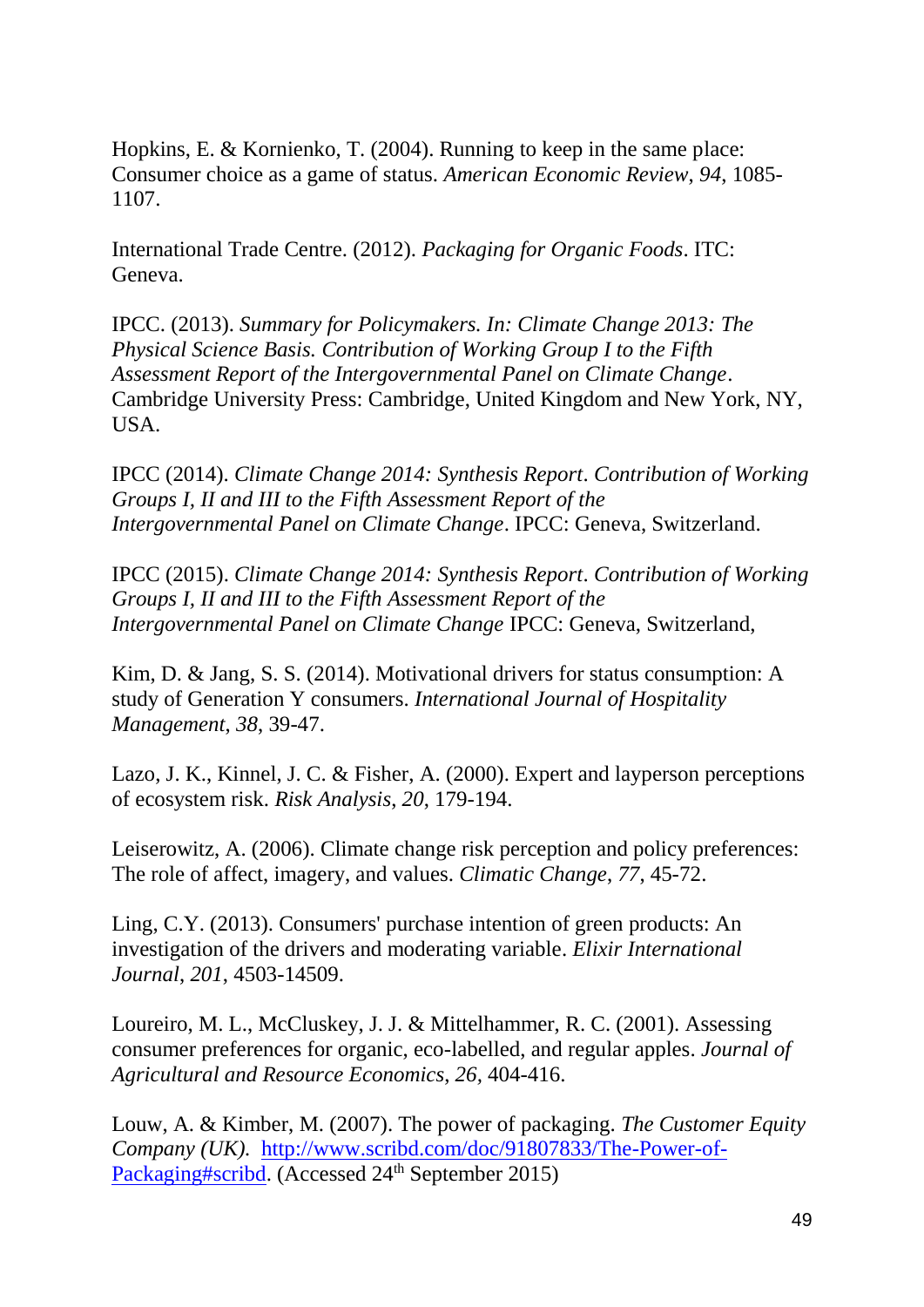Hopkins, E. & Kornienko, T. (2004). Running to keep in the same place: Consumer choice as a game of status. *American Economic Review*, *94*, 1085-1107.

International Trade Centre. (2012). *Packaging for Organic Foods*. ITC: Geneva.

IPCC. (2013). *Summary for Policymakers. In: Climate Change 2013: The Physical Science Basis. Contribution of Working Group I to the Fifth Assessment Report of the Intergovernmental Panel on Climate Change*. Cambridge University Press: Cambridge, United Kingdom and New York, NY, USA.

IPCC (2014). *Climate Change 2014: Synthesis Report*. *Contribution of Working Groups I, II and III to the Fifth Assessment Report of the Intergovernmental Panel on Climate Change*. IPCC: Geneva, Switzerland.

IPCC (2015). *Climate Change 2014: Synthesis Report*. *Contribution of Working Groups I, II and III to the Fifth Assessment Report of the Intergovernmental Panel on Climate Change* IPCC: Geneva, Switzerland,

Kim, D. & Jang, S. S. (2014). Motivational drivers for status consumption: A study of Generation Y consumers. *International Journal of Hospitality Management*, *38*, 39-47.

Lazo, J. K., Kinnel, J. C. & Fisher, A. (2000). Expert and layperson perceptions of ecosystem risk. *Risk Analysis*, *20*, 179-194.

Leiserowitz, A. (2006). Climate change risk perception and policy preferences: The role of affect, imagery, and values. *Climatic Change*, *77*, 45-72.

Ling, C.Y. (2013). Consumers' purchase intention of green products: An investigation of the drivers and moderating variable. *Elixir International Journal*, *201*, 4503-14509.

Loureiro, M. L., McCluskey, J. J. & Mittelhammer, R. C. (2001). Assessing consumer preferences for organic, eco-labelled, and regular apples. *Journal of Agricultural and Resource Economics*, *26*, 404-416.

Louw, A. & Kimber, M. (2007). The power of packaging. *The Customer Equity Company (UK).* [http://www.scribd.com/doc/91807833/The-Power-of-Packaging#scribd](http://www.scribd.com/doc/91807833/The-Power-of-Packaging#scribd). (Accessed 24th September 2015)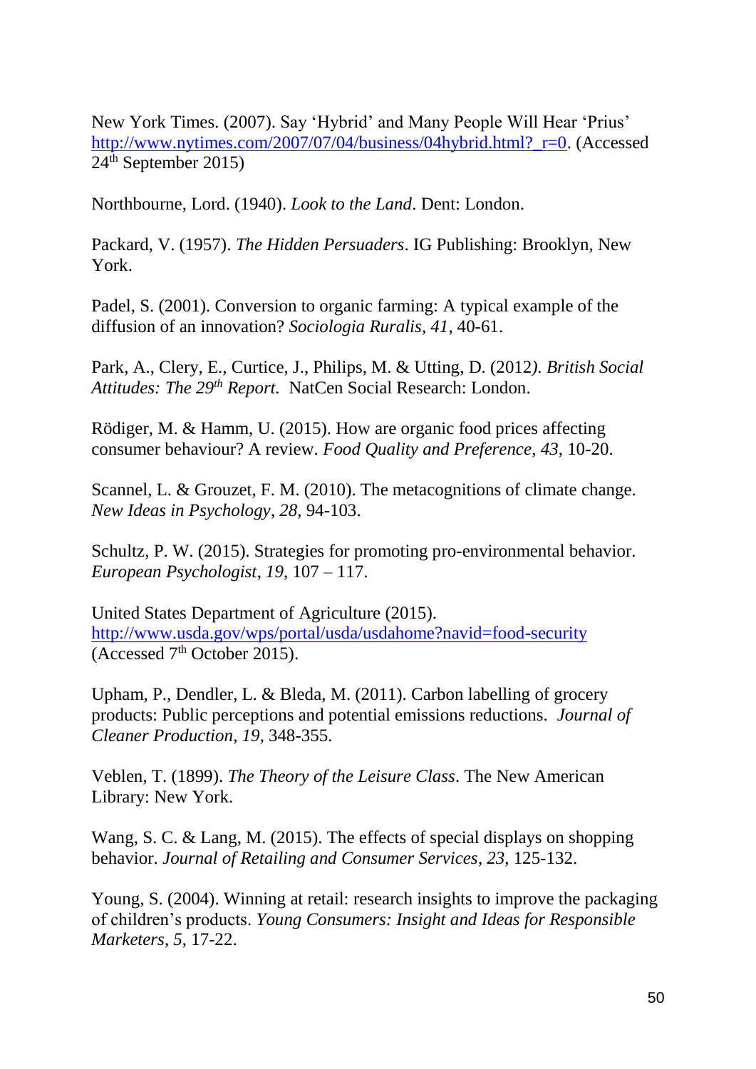New York Times. (2007). Say 'Hybrid' and Many People Will Hear 'Prius' http://www.nytimes.com/2007/07/04/business/04hybrid.html?_r=0. (Accessed 24th September 2015)

Northbourne, Lord. (1940). *Look to the Land*. Dent: London.

Packard, V. (1957). *The Hidden Persuaders*. IG Publishing: Brooklyn, New York.

Padel, S. (2001). Conversion to organic farming: A typical example of the diffusion of an innovation? *Sociologia Ruralis*, *41*, 40-61.

Park, A., Clery, E., Curtice, J., Philips, M. & Utting, D. (2012). *British Social Attitudes: The 29th Report.* NatCen Social Research: London.

Rödiger, M. & Hamm, U. (2015). How are organic food prices affecting consumer behaviour? A review. *Food Quality and Preference*, *43*, 10-20.

Scannel, L. & Grouzet, F. M. (2010). The metacognitions of climate change. *New Ideas in Psychology*, *28*, 94-103.

Schultz, P. W. (2015). Strategies for promoting pro-environmental behavior. *European Psychologist*, *19*, 107 – 117.

United States Department of Agriculture (2015). http://www.usda.gov/wps/portal/usda/usdahome?navid=food-security (Accessed 7th October 2015).

Upham, P., Dendler, L. & Bleda, M. (2011). Carbon labelling of grocery products: Public perceptions and potential emissions reductions. *Journal of Cleaner Production*, *19*, 348-355.

Veblen, T. (1899). *The Theory of the Leisure Class*. The New American Library: New York.

Wang, S. C. & Lang, M. (2015). The effects of special displays on shopping behavior. *Journal of Retailing and Consumer Services*, *23*, 125-132.

Young, S. (2004). Winning at retail: research insights to improve the packaging of children's products. *Young Consumers: Insight and Ideas for Responsible Marketers*, *5*, 17-22.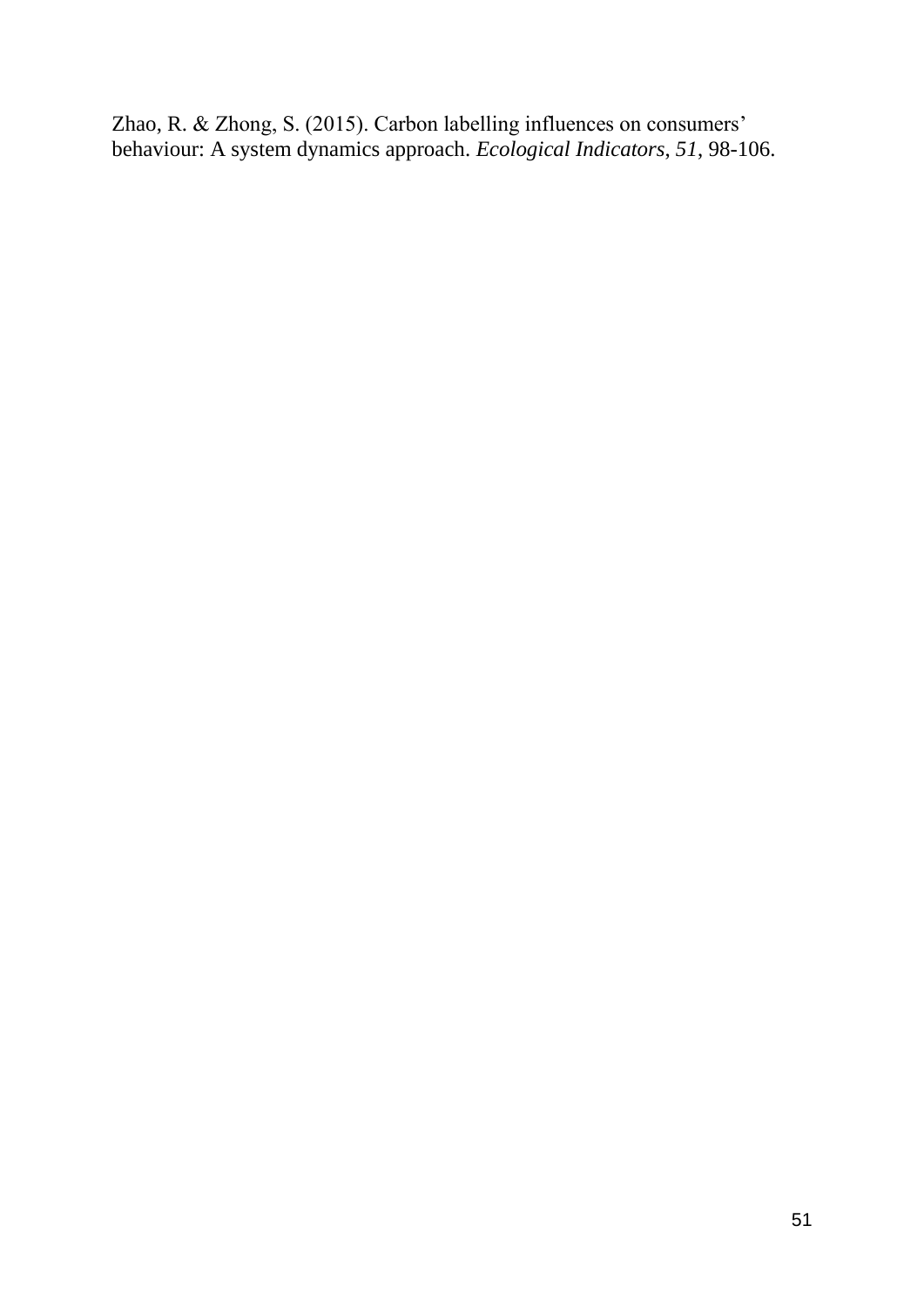Zhao, R. & Zhong, S. (2015). Carbon labelling influences on consumers' behaviour: A system dynamics approach. *Ecological Indicators*, *51*, 98-106.